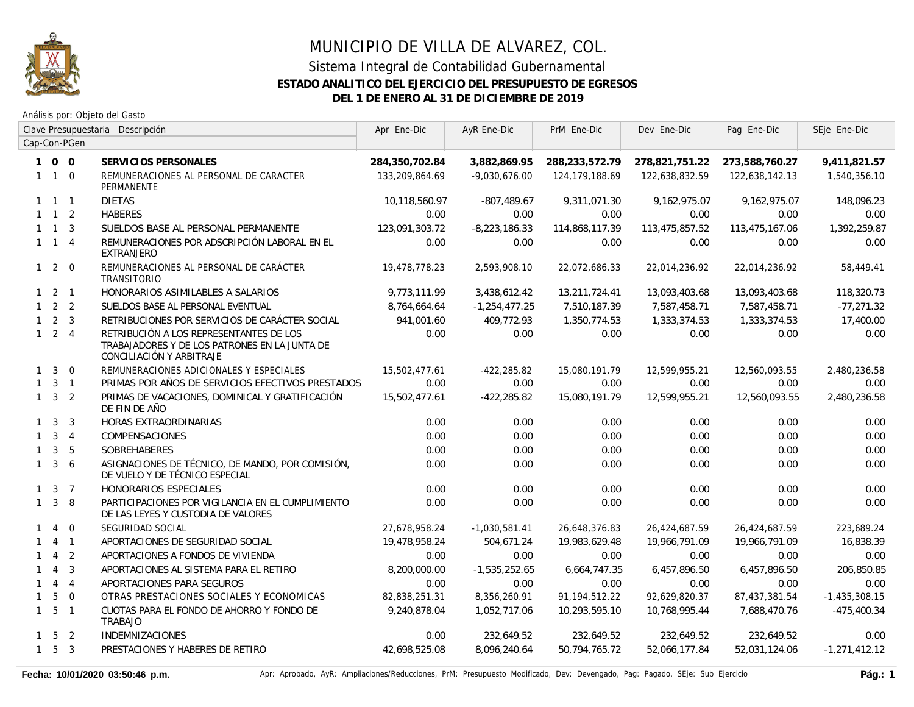# MUNICIPIO DE VILLA DE ALVAREZ, COL.

## Sistema Integral de Contabilidad Gubernamental

### ESTADO ANALITICO DEL EJERCICIO DEL PRESUPUESTO DE EGRESOS

### DEL 1 DE ENERO AL 31 DE DICIEMBRE DE 2019

Análisis por: Objeto del Gasto

| Clave Presupuestaria Cap-Con-PGen | Descripción | Apr Ene-Dic | AyR Ene-Dic | PrM Ene-Dic | Dev Ene-Dic | Pag Ene-Dic | SEje Ene-Dic |
|---|---|---|---|---|---|---|---|
| **1 0 0** | **SERVICIOS PERSONALES** | **284,350,702.84** | **3,882,869.95** | **288,233,572.79** | **278,821,751.22** | **273,588,760.27** | **9,411,821.57** |
| 1 1 0 | REMUNERACIONES AL PERSONAL DE CARACTER PERMANENTE | 133,209,864.69 | -9,030,676.00 | 124,179,188.69 | 122,638,832.59 | 122,638,142.13 | 1,540,356.10 |
| 1 1 1 | DIETAS | 10,118,560.97 | -807,489.67 | 9,311,071.30 | 9,162,975.07 | 9,162,975.07 | 148,096.23 |
| 1 1 2 | HABERES | 0.00 | 0.00 | 0.00 | 0.00 | 0.00 | 0.00 |
| 1 1 3 | SUELDOS BASE AL PERSONAL PERMANENTE | 123,091,303.72 | -8,223,186.33 | 114,868,117.39 | 113,475,857.52 | 113,475,167.06 | 1,392,259.87 |
| 1 1 4 | REMUNERACIONES POR ADSCRIPCIÓN LABORAL EN EL EXTRANJERO | 0.00 | 0.00 | 0.00 | 0.00 | 0.00 | 0.00 |
| 1 2 0 | REMUNERACIONES AL PERSONAL DE CARÁCTER TRANSITORIO | 19,478,778.23 | 2,593,908.10 | 22,072,686.33 | 22,014,236.92 | 22,014,236.92 | 58,449.41 |
| 1 2 1 | HONORARIOS ASIMILABLES A SALARIOS | 9,773,111.99 | 3,438,612.42 | 13,211,724.41 | 13,093,403.68 | 13,093,403.68 | 118,320.73 |
| 1 2 2 | SUELDOS BASE AL PERSONAL EVENTUAL | 8,764,664.64 | -1,254,477.25 | 7,510,187.39 | 7,587,458.71 | 7,587,458.71 | -77,271.32 |
| 1 2 3 | RETRIBUCIONES POR SERVICIOS DE CARÁCTER SOCIAL | 941,001.60 | 409,772.93 | 1,350,774.53 | 1,333,374.53 | 1,333,374.53 | 17,400.00 |
| 1 2 4 | RETRIBUCIÓN A LOS REPRESENTANTES DE LOS TRABAJADORES Y DE LOS PATRONES EN LA JUNTA DE CONCILIACIÓN Y ARBITRAJE | 0.00 | 0.00 | 0.00 | 0.00 | 0.00 | 0.00 |
| 1 3 0 | REMUNERACIONES ADICIONALES Y ESPECIALES | 15,502,477.61 | -422,285.82 | 15,080,191.79 | 12,599,955.21 | 12,560,093.55 | 2,480,236.58 |
| 1 3 1 | PRIMAS POR AÑOS DE SERVICIOS EFECTIVOS PRESTADOS | 0.00 | 0.00 | 0.00 | 0.00 | 0.00 | 0.00 |
| 1 3 2 | PRIMAS DE VACACIONES, DOMINICAL Y GRATIFICACIÓN DE FIN DE AÑO | 15,502,477.61 | -422,285.82 | 15,080,191.79 | 12,599,955.21 | 12,560,093.55 | 2,480,236.58 |
| 1 3 3 | HORAS EXTRAORDINARIAS | 0.00 | 0.00 | 0.00 | 0.00 | 0.00 | 0.00 |
| 1 3 4 | COMPENSACIONES | 0.00 | 0.00 | 0.00 | 0.00 | 0.00 | 0.00 |
| 1 3 5 | SOBREHABERES | 0.00 | 0.00 | 0.00 | 0.00 | 0.00 | 0.00 |
| 1 3 6 | ASIGNACIONES DE TÉCNICO, DE MANDO, POR COMISIÓN, DE VUELO Y DE TÉCNICO ESPECIAL | 0.00 | 0.00 | 0.00 | 0.00 | 0.00 | 0.00 |
| 1 3 7 | HONORARIOS ESPECIALES | 0.00 | 0.00 | 0.00 | 0.00 | 0.00 | 0.00 |
| 1 3 8 | PARTICIPACIONES POR VIGILANCIA EN EL CUMPLIMIENTO DE LAS LEYES Y CUSTODIA DE VALORES | 0.00 | 0.00 | 0.00 | 0.00 | 0.00 | 0.00 |
| 1 4 0 | SEGURIDAD SOCIAL | 27,678,958.24 | -1,030,581.41 | 26,648,376.83 | 26,424,687.59 | 26,424,687.59 | 223,689.24 |
| 1 4 1 | APORTACIONES DE SEGURIDAD SOCIAL | 19,478,958.24 | 504,671.24 | 19,983,629.48 | 19,966,791.09 | 19,966,791.09 | 16,838.39 |
| 1 4 2 | APORTACIONES A FONDOS DE VIVIENDA | 0.00 | 0.00 | 0.00 | 0.00 | 0.00 | 0.00 |
| 1 4 3 | APORTACIONES AL SISTEMA PARA EL RETIRO | 8,200,000.00 | -1,535,252.65 | 6,664,747.35 | 6,457,896.50 | 6,457,896.50 | 206,850.85 |
| 1 4 4 | APORTACIONES PARA SEGUROS | 0.00 | 0.00 | 0.00 | 0.00 | 0.00 | 0.00 |
| 1 5 0 | OTRAS PRESTACIONES SOCIALES Y ECONOMICAS | 82,838,251.31 | 8,356,260.91 | 91,194,512.22 | 92,629,820.37 | 87,437,381.54 | -1,435,308.15 |
| 1 5 1 | CUOTAS PARA EL FONDO DE AHORRO Y FONDO DE TRABAJO | 9,240,878.04 | 1,052,717.06 | 10,293,595.10 | 10,768,995.44 | 7,688,470.76 | -475,400.34 |
| 1 5 2 | INDEMNIZACIONES | 0.00 | 232,649.52 | 232,649.52 | 232,649.52 | 232,649.52 | 0.00 |
| 1 5 3 | PRESTACIONES Y HABERES DE RETIRO | 42,698,525.08 | 8,096,240.64 | 50,794,765.72 | 52,066,177.84 | 52,031,124.06 | -1,271,412.12 |

**Fecha: 10/01/2020 03:50:46 p.m.** Apr: Aprobado, AyR: Ampliaciones/Reducciones, PrM: Presupuesto Modificado, Dev: Devengado, Pag: Pagado, SEje: Sub Ejercicio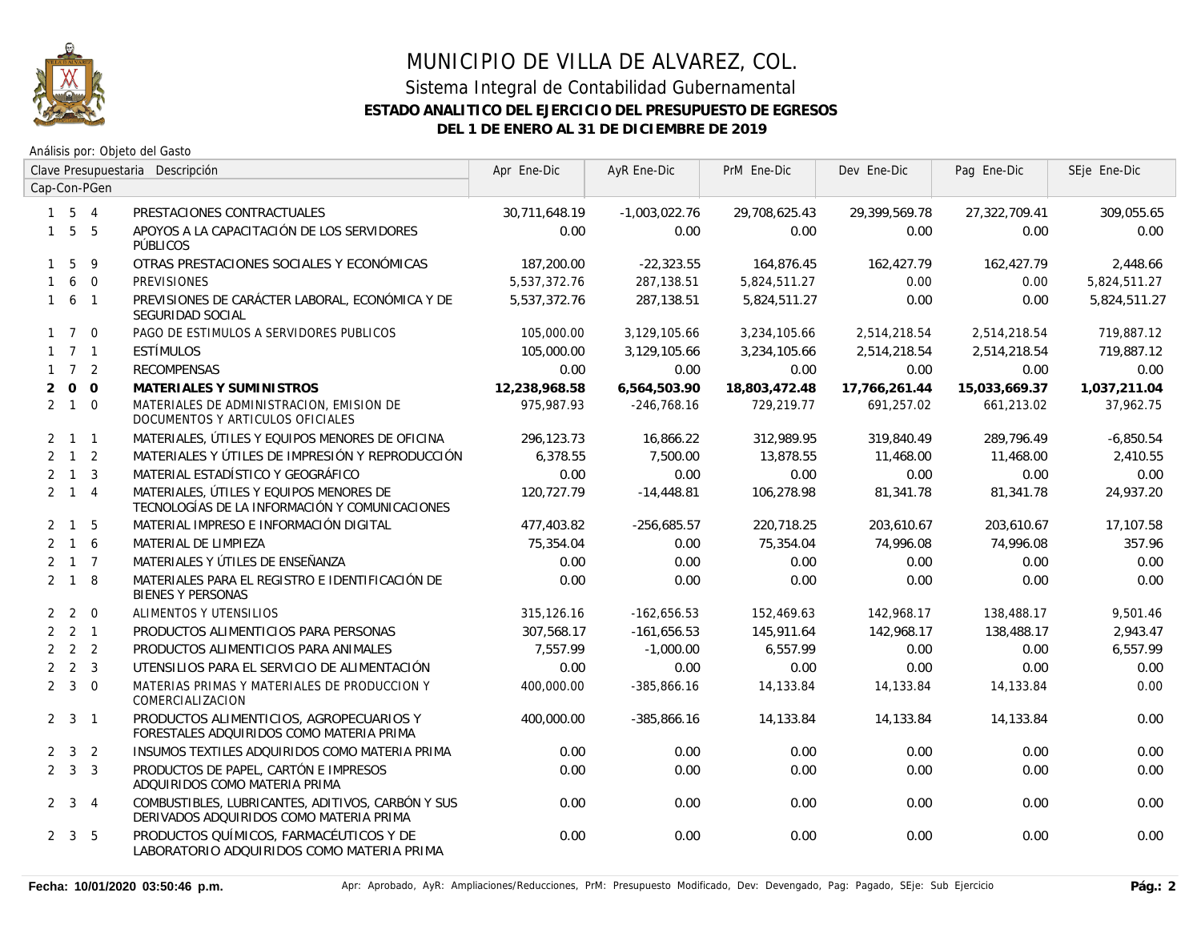# MUNICIPIO DE VILLA DE ALVAREZ, COL.

## Sistema Integral de Contabilidad Gubernamental

### ESTADO ANALITICO DEL EJERCICIO DEL PRESUPUESTO DE EGRESOS

### DEL 1 DE ENERO AL 31 DE DICIEMBRE DE 2019

Análisis por: Objeto del Gasto

| Clave Presupuestaria Cap-Con-PGen | Descripción | Apr Ene-Dic | AyR Ene-Dic | PrM Ene-Dic | Dev Ene-Dic | Pag Ene-Dic | SEje Ene-Dic |
|---|---|---|---|---|---|---|---|
| 1 5 4 | PRESTACIONES CONTRACTUALES | 30,711,648.19 | -1,003,022.76 | 29,708,625.43 | 29,399,569.78 | 27,322,709.41 | 309,055.65 |
| 1 5 5 | APOYOS A LA CAPACITACIÓN DE LOS SERVIDORES PÚBLICOS | 0.00 | 0.00 | 0.00 | 0.00 | 0.00 | 0.00 |
| 1 5 9 | OTRAS PRESTACIONES SOCIALES Y ECONÓMICAS | 187,200.00 | -22,323.55 | 164,876.45 | 162,427.79 | 162,427.79 | 2,448.66 |
| 1 6 0 | PREVISIONES | 5,537,372.76 | 287,138.51 | 5,824,511.27 | 0.00 | 0.00 | 5,824,511.27 |
| 1 6 1 | PREVISIONES DE CARÁCTER LABORAL, ECONÓMICA Y DE SEGURIDAD SOCIAL | 5,537,372.76 | 287,138.51 | 5,824,511.27 | 0.00 | 0.00 | 5,824,511.27 |
| 1 7 0 | PAGO DE ESTIMULOS A SERVIDORES PUBLICOS | 105,000.00 | 3,129,105.66 | 3,234,105.66 | 2,514,218.54 | 2,514,218.54 | 719,887.12 |
| 1 7 1 | ESTÍMULOS | 105,000.00 | 3,129,105.66 | 3,234,105.66 | 2,514,218.54 | 2,514,218.54 | 719,887.12 |
| 1 7 2 | RECOMPENSAS | 0.00 | 0.00 | 0.00 | 0.00 | 0.00 | 0.00 |
| **2 0 0** | **MATERIALES Y SUMINISTROS** | **12,238,968.58** | **6,564,503.90** | **18,803,472.48** | **17,766,261.44** | **15,033,669.37** | **1,037,211.04** |
| 2 1 0 | MATERIALES DE ADMINISTRACION, EMISION DE DOCUMENTOS Y ARTICULOS OFICIALES | 975,987.93 | -246,768.16 | 729,219.77 | 691,257.02 | 661,213.02 | 37,962.75 |
| 2 1 1 | MATERIALES, ÚTILES Y EQUIPOS MENORES DE OFICINA | 296,123.73 | 16,866.22 | 312,989.95 | 319,840.49 | 289,796.49 | -6,850.54 |
| 2 1 2 | MATERIALES Y ÚTILES DE IMPRESIÓN Y REPRODUCCIÓN | 6,378.55 | 7,500.00 | 13,878.55 | 11,468.00 | 11,468.00 | 2,410.55 |
| 2 1 3 | MATERIAL ESTADÍSTICO Y GEOGRÁFICO | 0.00 | 0.00 | 0.00 | 0.00 | 0.00 | 0.00 |
| 2 1 4 | MATERIALES, ÚTILES Y EQUIPOS MENORES DE TECNOLOGÍAS DE LA INFORMACIÓN Y COMUNICACIONES | 120,727.79 | -14,448.81 | 106,278.98 | 81,341.78 | 81,341.78 | 24,937.20 |
| 2 1 5 | MATERIAL IMPRESO E INFORMACIÓN DIGITAL | 477,403.82 | -256,685.57 | 220,718.25 | 203,610.67 | 203,610.67 | 17,107.58 |
| 2 1 6 | MATERIAL DE LIMPIEZA | 75,354.04 | 0.00 | 75,354.04 | 74,996.08 | 74,996.08 | 357.96 |
| 2 1 7 | MATERIALES Y ÚTILES DE ENSEÑANZA | 0.00 | 0.00 | 0.00 | 0.00 | 0.00 | 0.00 |
| 2 1 8 | MATERIALES PARA EL REGISTRO E IDENTIFICACIÓN DE BIENES Y PERSONAS | 0.00 | 0.00 | 0.00 | 0.00 | 0.00 | 0.00 |
| 2 2 0 | ALIMENTOS Y UTENSILIOS | 315,126.16 | -162,656.53 | 152,469.63 | 142,968.17 | 138,488.17 | 9,501.46 |
| 2 2 1 | PRODUCTOS ALIMENTICIOS PARA PERSONAS | 307,568.17 | -161,656.53 | 145,911.64 | 142,968.17 | 138,488.17 | 2,943.47 |
| 2 2 2 | PRODUCTOS ALIMENTICIOS PARA ANIMALES | 7,557.99 | -1,000.00 | 6,557.99 | 0.00 | 0.00 | 6,557.99 |
| 2 2 3 | UTENSILIOS PARA EL SERVICIO DE ALIMENTACIÓN | 0.00 | 0.00 | 0.00 | 0.00 | 0.00 | 0.00 |
| 2 3 0 | MATERIAS PRIMAS Y MATERIALES DE PRODUCCION Y COMERCIALIZACION | 400,000.00 | -385,866.16 | 14,133.84 | 14,133.84 | 14,133.84 | 0.00 |
| 2 3 1 | PRODUCTOS ALIMENTICIOS, AGROPECUARIOS Y FORESTALES ADQUIRIDOS COMO MATERIA PRIMA | 400,000.00 | -385,866.16 | 14,133.84 | 14,133.84 | 14,133.84 | 0.00 |
| 2 3 2 | INSUMOS TEXTILES ADQUIRIDOS COMO MATERIA PRIMA | 0.00 | 0.00 | 0.00 | 0.00 | 0.00 | 0.00 |
| 2 3 3 | PRODUCTOS DE PAPEL, CARTÓN E IMPRESOS ADQUIRIDOS COMO MATERIA PRIMA | 0.00 | 0.00 | 0.00 | 0.00 | 0.00 | 0.00 |
| 2 3 4 | COMBUSTIBLES, LUBRICANTES, ADITIVOS, CARBÓN Y SUS DERIVADOS ADQUIRIDOS COMO MATERIA PRIMA | 0.00 | 0.00 | 0.00 | 0.00 | 0.00 | 0.00 |
| 2 3 5 | PRODUCTOS QUÍMICOS, FARMACÉUTICOS Y DE LABORATORIO ADQUIRIDOS COMO MATERIA PRIMA | 0.00 | 0.00 | 0.00 | 0.00 | 0.00 | 0.00 |

**Fecha: 10/01/2020 03:50:46 p.m.**

Apr: Aprobado, AyR: Ampliaciones/Reducciones, PrM: Presupuesto Modificado, Dev: Devengado, Pag: Pagado, SEje: Sub Ejercicio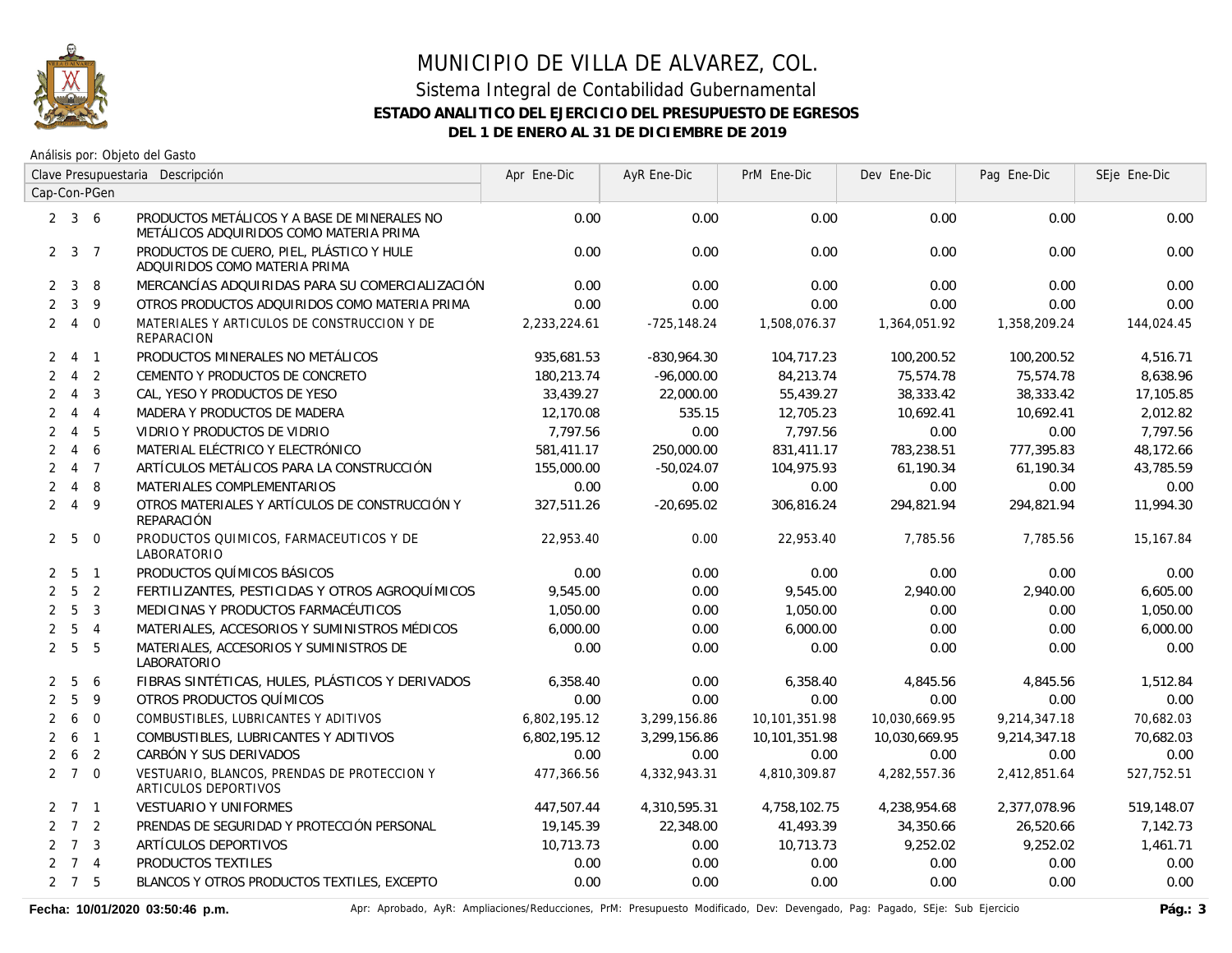# MUNICIPIO DE VILLA DE ALVAREZ, COL.

## Sistema Integral de Contabilidad Gubernamental

### ESTADO ANALITICO DEL EJERCICIO DEL PRESUPUESTO DE EGRESOS

### DEL 1 DE ENERO AL 31 DE DICIEMBRE DE 2019

Análisis por: Objeto del Gasto

| Clave Presupuestaria Cap-Con-PGen | Descripción | Apr Ene-Dic | AyR Ene-Dic | PrM Ene-Dic | Dev Ene-Dic | Pag Ene-Dic | SEje Ene-Dic |
|---|---|---|---|---|---|---|---|
| 2 3 6 | PRODUCTOS METÁLICOS Y A BASE DE MINERALES NO METÁLICOS ADQUIRIDOS COMO MATERIA PRIMA | 0.00 | 0.00 | 0.00 | 0.00 | 0.00 | 0.00 |
| 2 3 7 | PRODUCTOS DE CUERO, PIEL, PLÁSTICO Y HULE ADQUIRIDOS COMO MATERIA PRIMA | 0.00 | 0.00 | 0.00 | 0.00 | 0.00 | 0.00 |
| 2 3 8 | MERCANCÍAS ADQUIRIDAS PARA SU COMERCIALIZACIÓN | 0.00 | 0.00 | 0.00 | 0.00 | 0.00 | 0.00 |
| 2 3 9 | OTROS PRODUCTOS ADQUIRIDOS COMO MATERIA PRIMA | 0.00 | 0.00 | 0.00 | 0.00 | 0.00 | 0.00 |
| 2 4 0 | MATERIALES Y ARTICULOS DE CONSTRUCCION Y DE REPARACION | 2,233,224.61 | -725,148.24 | 1,508,076.37 | 1,364,051.92 | 1,358,209.24 | 144,024.45 |
| 2 4 1 | PRODUCTOS MINERALES NO METÁLICOS | 935,681.53 | -830,964.30 | 104,717.23 | 100,200.52 | 100,200.52 | 4,516.71 |
| 2 4 2 | CEMENTO Y PRODUCTOS DE CONCRETO | 180,213.74 | -96,000.00 | 84,213.74 | 75,574.78 | 75,574.78 | 8,638.96 |
| 2 4 3 | CAL, YESO Y PRODUCTOS DE YESO | 33,439.27 | 22,000.00 | 55,439.27 | 38,333.42 | 38,333.42 | 17,105.85 |
| 2 4 4 | MADERA Y PRODUCTOS DE MADERA | 12,170.08 | 535.15 | 12,705.23 | 10,692.41 | 10,692.41 | 2,012.82 |
| 2 4 5 | VIDRIO Y PRODUCTOS DE VIDRIO | 7,797.56 | 0.00 | 7,797.56 | 0.00 | 0.00 | 7,797.56 |
| 2 4 6 | MATERIAL ELÉCTRICO Y ELECTRÓNICO | 581,411.17 | 250,000.00 | 831,411.17 | 783,238.51 | 777,395.83 | 48,172.66 |
| 2 4 7 | ARTÍCULOS METÁLICOS PARA LA CONSTRUCCIÓN | 155,000.00 | -50,024.07 | 104,975.93 | 61,190.34 | 61,190.34 | 43,785.59 |
| 2 4 8 | MATERIALES COMPLEMENTARIOS | 0.00 | 0.00 | 0.00 | 0.00 | 0.00 | 0.00 |
| 2 4 9 | OTROS MATERIALES Y ARTÍCULOS DE CONSTRUCCIÓN Y REPARACIÓN | 327,511.26 | -20,695.02 | 306,816.24 | 294,821.94 | 294,821.94 | 11,994.30 |
| 2 5 0 | PRODUCTOS QUIMICOS, FARMACEUTICOS Y DE LABORATORIO | 22,953.40 | 0.00 | 22,953.40 | 7,785.56 | 7,785.56 | 15,167.84 |
| 2 5 1 | PRODUCTOS QUÍMICOS BÁSICOS | 0.00 | 0.00 | 0.00 | 0.00 | 0.00 | 0.00 |
| 2 5 2 | FERTILIZANTES, PESTICIDAS Y OTROS AGROQUÍMICOS | 9,545.00 | 0.00 | 9,545.00 | 2,940.00 | 2,940.00 | 6,605.00 |
| 2 5 3 | MEDICINAS Y PRODUCTOS FARMACÉUTICOS | 1,050.00 | 0.00 | 1,050.00 | 0.00 | 0.00 | 1,050.00 |
| 2 5 4 | MATERIALES, ACCESORIOS Y SUMINISTROS MÉDICOS | 6,000.00 | 0.00 | 6,000.00 | 0.00 | 0.00 | 6,000.00 |
| 2 5 5 | MATERIALES, ACCESORIOS Y SUMINISTROS DE LABORATORIO | 0.00 | 0.00 | 0.00 | 0.00 | 0.00 | 0.00 |
| 2 5 6 | FIBRAS SINTÉTICAS, HULES, PLÁSTICOS Y DERIVADOS | 6,358.40 | 0.00 | 6,358.40 | 4,845.56 | 4,845.56 | 1,512.84 |
| 2 5 9 | OTROS PRODUCTOS QUÍMICOS | 0.00 | 0.00 | 0.00 | 0.00 | 0.00 | 0.00 |
| 2 6 0 | COMBUSTIBLES, LUBRICANTES Y ADITIVOS | 6,802,195.12 | 3,299,156.86 | 10,101,351.98 | 10,030,669.95 | 9,214,347.18 | 70,682.03 |
| 2 6 1 | COMBUSTIBLES, LUBRICANTES Y ADITIVOS | 6,802,195.12 | 3,299,156.86 | 10,101,351.98 | 10,030,669.95 | 9,214,347.18 | 70,682.03 |
| 2 6 2 | CARBÓN Y SUS DERIVADOS | 0.00 | 0.00 | 0.00 | 0.00 | 0.00 | 0.00 |
| 2 7 0 | VESTUARIO, BLANCOS, PRENDAS DE PROTECCION Y ARTICULOS DEPORTIVOS | 477,366.56 | 4,332,943.31 | 4,810,309.87 | 4,282,557.36 | 2,412,851.64 | 527,752.51 |
| 2 7 1 | VESTUARIO Y UNIFORMES | 447,507.44 | 4,310,595.31 | 4,758,102.75 | 4,238,954.68 | 2,377,078.96 | 519,148.07 |
| 2 7 2 | PRENDAS DE SEGURIDAD Y PROTECCIÓN PERSONAL | 19,145.39 | 22,348.00 | 41,493.39 | 34,350.66 | 26,520.66 | 7,142.73 |
| 2 7 3 | ARTÍCULOS DEPORTIVOS | 10,713.73 | 0.00 | 10,713.73 | 9,252.02 | 9,252.02 | 1,461.71 |
| 2 7 4 | PRODUCTOS TEXTILES | 0.00 | 0.00 | 0.00 | 0.00 | 0.00 | 0.00 |
| 2 7 5 | BLANCOS Y OTROS PRODUCTOS TEXTILES, EXCEPTO | 0.00 | 0.00 | 0.00 | 0.00 | 0.00 | 0.00 |

Fecha: 10/01/2020 03:50:46 p.m. — Apr: Aprobado, AyR: Ampliaciones/Reducciones, PrM: Presupuesto Modificado, Dev: Devengado, Pag: Pagado, SEje: Sub Ejercicio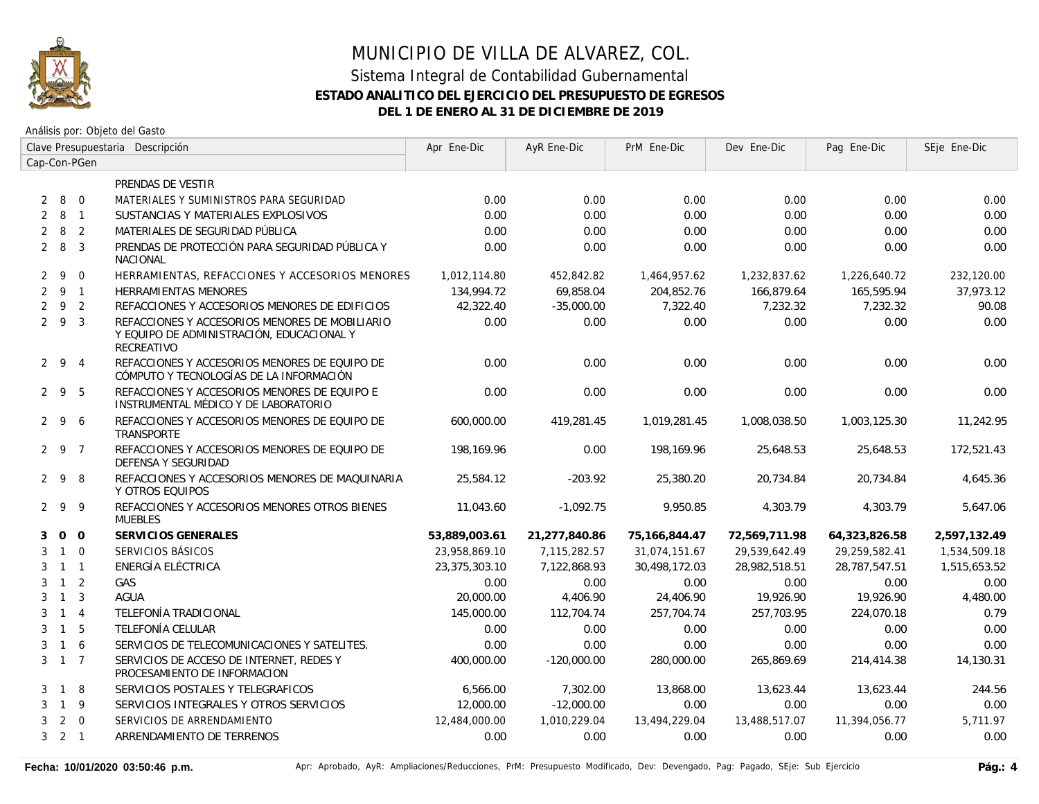# MUNICIPIO DE VILLA DE ALVAREZ, COL.

## Sistema Integral de Contabilidad Gubernamental

### ESTADO ANALITICO DEL EJERCICIO DEL PRESUPUESTO DE EGRESOS

### DEL 1 DE ENERO AL 31 DE DICIEMBRE DE 2019

Análisis por: Objeto del Gasto

| Clave Presupuestaria Cap-Con-PGen | Descripción | Apr Ene-Dic | AyR Ene-Dic | PrM Ene-Dic | Dev Ene-Dic | Pag Ene-Dic | SEje Ene-Dic |
|---|---|---|---|---|---|---|---|
| | PRENDAS DE VESTIR | | | | | | |
| 2 8 0 | MATERIALES Y SUMINISTROS PARA SEGURIDAD | 0.00 | 0.00 | 0.00 | 0.00 | 0.00 | 0.00 |
| 2 8 1 | SUSTANCIAS Y MATERIALES EXPLOSIVOS | 0.00 | 0.00 | 0.00 | 0.00 | 0.00 | 0.00 |
| 2 8 2 | MATERIALES DE SEGURIDAD PÚBLICA | 0.00 | 0.00 | 0.00 | 0.00 | 0.00 | 0.00 |
| 2 8 3 | PRENDAS DE PROTECCIÓN PARA SEGURIDAD PÚBLICA Y NACIONAL | 0.00 | 0.00 | 0.00 | 0.00 | 0.00 | 0.00 |
| 2 9 0 | HERRAMIENTAS, REFACCIONES Y ACCESORIOS MENORES | 1,012,114.80 | 452,842.82 | 1,464,957.62 | 1,232,837.62 | 1,226,640.72 | 232,120.00 |
| 2 9 1 | HERRAMIENTAS MENORES | 134,994.72 | 69,858.04 | 204,852.76 | 166,879.64 | 165,595.94 | 37,973.12 |
| 2 9 2 | REFACCIONES Y ACCESORIOS MENORES DE EDIFICIOS | 42,322.40 | -35,000.00 | 7,322.40 | 7,232.32 | 7,232.32 | 90.08 |
| 2 9 3 | REFACCIONES Y ACCESORIOS MENORES DE MOBILIARIO Y EQUIPO DE ADMINISTRACIÓN, EDUCACIONAL Y RECREATIVO | 0.00 | 0.00 | 0.00 | 0.00 | 0.00 | 0.00 |
| 2 9 4 | REFACCIONES Y ACCESORIOS MENORES DE EQUIPO DE CÓMPUTO Y TECNOLOGÍAS DE LA INFORMACIÓN | 0.00 | 0.00 | 0.00 | 0.00 | 0.00 | 0.00 |
| 2 9 5 | REFACCIONES Y ACCESORIOS MENORES DE EQUIPO E INSTRUMENTAL MÉDICO Y DE LABORATORIO | 0.00 | 0.00 | 0.00 | 0.00 | 0.00 | 0.00 |
| 2 9 6 | REFACCIONES Y ACCESORIOS MENORES DE EQUIPO DE TRANSPORTE | 600,000.00 | 419,281.45 | 1,019,281.45 | 1,008,038.50 | 1,003,125.30 | 11,242.95 |
| 2 9 7 | REFACCIONES Y ACCESORIOS MENORES DE EQUIPO DE DEFENSA Y SEGURIDAD | 198,169.96 | 0.00 | 198,169.96 | 25,648.53 | 25,648.53 | 172,521.43 |
| 2 9 8 | REFACCIONES Y ACCESORIOS MENORES DE MAQUINARIA Y OTROS EQUIPOS | 25,584.12 | -203.92 | 25,380.20 | 20,734.84 | 20,734.84 | 4,645.36 |
| 2 9 9 | REFACCIONES Y ACCESORIOS MENORES OTROS BIENES MUEBLES | 11,043.60 | -1,092.75 | 9,950.85 | 4,303.79 | 4,303.79 | 5,647.06 |
| **3 0 0** | **SERVICIOS GENERALES** | **53,889,003.61** | **21,277,840.86** | **75,166,844.47** | **72,569,711.98** | **64,323,826.58** | **2,597,132.49** |
| 3 1 0 | SERVICIOS BÁSICOS | 23,958,869.10 | 7,115,282.57 | 31,074,151.67 | 29,539,642.49 | 29,259,582.41 | 1,534,509.18 |
| 3 1 1 | ENERGÍA ELÉCTRICA | 23,375,303.10 | 7,122,868.93 | 30,498,172.03 | 28,982,518.51 | 28,787,547.51 | 1,515,653.52 |
| 3 1 2 | GAS | 0.00 | 0.00 | 0.00 | 0.00 | 0.00 | 0.00 |
| 3 1 3 | AGUA | 20,000.00 | 4,406.90 | 24,406.90 | 19,926.90 | 19,926.90 | 4,480.00 |
| 3 1 4 | TELEFONÍA TRADICIONAL | 145,000.00 | 112,704.74 | 257,704.74 | 257,703.95 | 224,070.18 | 0.79 |
| 3 1 5 | TELEFONÍA CELULAR | 0.00 | 0.00 | 0.00 | 0.00 | 0.00 | 0.00 |
| 3 1 6 | SERVICIOS DE TELECOMUNICACIONES Y SATELITES. | 0.00 | 0.00 | 0.00 | 0.00 | 0.00 | 0.00 |
| 3 1 7 | SERVICIOS DE ACCESO DE INTERNET, REDES Y PROCESAMIENTO DE INFORMACION | 400,000.00 | -120,000.00 | 280,000.00 | 265,869.69 | 214,414.38 | 14,130.31 |
| 3 1 8 | SERVICIOS POSTALES Y TELEGRAFICOS | 6,566.00 | 7,302.00 | 13,868.00 | 13,623.44 | 13,623.44 | 244.56 |
| 3 1 9 | SERVICIOS INTEGRALES Y OTROS SERVICIOS | 12,000.00 | -12,000.00 | 0.00 | 0.00 | 0.00 | 0.00 |
| 3 2 0 | SERVICIOS DE ARRENDAMIENTO | 12,484,000.00 | 1,010,229.04 | 13,494,229.04 | 13,488,517.07 | 11,394,056.77 | 5,711.97 |
| 3 2 1 | ARRENDAMIENTO DE TERRENOS | 0.00 | 0.00 | 0.00 | 0.00 | 0.00 | 0.00 |

Fecha: 10/01/2020 03:50:46 p.m. — Apr: Aprobado, AyR: Ampliaciones/Reducciones, PrM: Presupuesto Modificado, Dev: Devengado, Pag: Pagado, SEje: Sub Ejercicio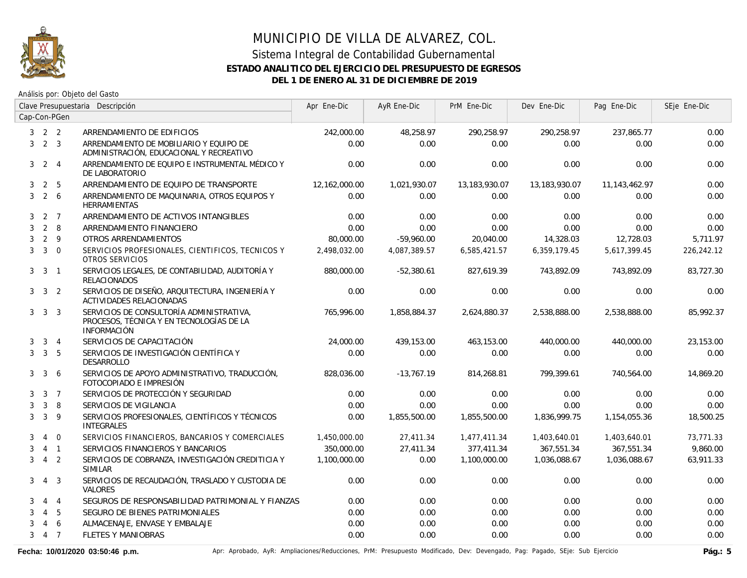# MUNICIPIO DE VILLA DE ALVAREZ, COL.

## Sistema Integral de Contabilidad Gubernamental

**ESTADO ANALITICO DEL EJERCICIO DEL PRESUPUESTO DE EGRESOS**

**DEL 1 DE ENERO AL 31 DE DICIEMBRE DE 2019**

Análisis por: Objeto del Gasto

| Clave Presupuestaria Cap-Con-PGen | | | Descripción | Apr Ene-Dic | AyR Ene-Dic | PrM Ene-Dic | Dev Ene-Dic | Pag Ene-Dic | SEje Ene-Dic |
|---|---|---|---|---|---|---|---|---|---|
| 3 | 2 | 2 | ARRENDAMIENTO DE EDIFICIOS | 242,000.00 | 48,258.97 | 290,258.97 | 290,258.97 | 237,865.77 | 0.00 |
| 3 | 2 | 3 | ARRENDAMIENTO DE MOBILIARIO Y EQUIPO DE ADMINISTRACIÓN, EDUCACIONAL Y RECREATIVO | 0.00 | 0.00 | 0.00 | 0.00 | 0.00 | 0.00 |
| 3 | 2 | 4 | ARRENDAMIENTO DE EQUIPO E INSTRUMENTAL MÉDICO Y DE LABORATORIO | 0.00 | 0.00 | 0.00 | 0.00 | 0.00 | 0.00 |
| 3 | 2 | 5 | ARRENDAMIENTO DE EQUIPO DE TRANSPORTE | 12,162,000.00 | 1,021,930.07 | 13,183,930.07 | 13,183,930.07 | 11,143,462.97 | 0.00 |
| 3 | 2 | 6 | ARRENDAMIENTO DE MAQUINARIA, OTROS EQUIPOS Y HERRAMIENTAS | 0.00 | 0.00 | 0.00 | 0.00 | 0.00 | 0.00 |
| 3 | 2 | 7 | ARRENDAMIENTO DE ACTIVOS INTANGIBLES | 0.00 | 0.00 | 0.00 | 0.00 | 0.00 | 0.00 |
| 3 | 2 | 8 | ARRENDAMIENTO FINANCIERO | 0.00 | 0.00 | 0.00 | 0.00 | 0.00 | 0.00 |
| 3 | 2 | 9 | OTROS ARRENDAMIENTOS | 80,000.00 | -59,960.00 | 20,040.00 | 14,328.03 | 12,728.03 | 5,711.97 |
| 3 | 3 | 0 | SERVICIOS PROFESIONALES, CIENTIFICOS, TECNICOS Y OTROS SERVICIOS | 2,498,032.00 | 4,087,389.57 | 6,585,421.57 | 6,359,179.45 | 5,617,399.45 | 226,242.12 |
| 3 | 3 | 1 | SERVICIOS LEGALES, DE CONTABILIDAD, AUDITORÍA Y RELACIONADOS | 880,000.00 | -52,380.61 | 827,619.39 | 743,892.09 | 743,892.09 | 83,727.30 |
| 3 | 3 | 2 | SERVICIOS DE DISEÑO, ARQUITECTURA, INGENIERÍA Y ACTIVIDADES RELACIONADAS | 0.00 | 0.00 | 0.00 | 0.00 | 0.00 | 0.00 |
| 3 | 3 | 3 | SERVICIOS DE CONSULTORÍA ADMINISTRATIVA, PROCESOS, TÉCNICA Y EN TECNOLOGÍAS DE LA INFORMACIÓN | 765,996.00 | 1,858,884.37 | 2,624,880.37 | 2,538,888.00 | 2,538,888.00 | 85,992.37 |
| 3 | 3 | 4 | SERVICIOS DE CAPACITACIÓN | 24,000.00 | 439,153.00 | 463,153.00 | 440,000.00 | 440,000.00 | 23,153.00 |
| 3 | 3 | 5 | SERVICIOS DE INVESTIGACIÓN CIENTÍFICA Y DESARROLLO | 0.00 | 0.00 | 0.00 | 0.00 | 0.00 | 0.00 |
| 3 | 3 | 6 | SERVICIOS DE APOYO ADMINISTRATIVO, TRADUCCIÓN, FOTOCOPIADO E IMPRESIÓN | 828,036.00 | -13,767.19 | 814,268.81 | 799,399.61 | 740,564.00 | 14,869.20 |
| 3 | 3 | 7 | SERVICIOS DE PROTECCIÓN Y SEGURIDAD | 0.00 | 0.00 | 0.00 | 0.00 | 0.00 | 0.00 |
| 3 | 3 | 8 | SERVICIOS DE VIGILANCIA | 0.00 | 0.00 | 0.00 | 0.00 | 0.00 | 0.00 |
| 3 | 3 | 9 | SERVICIOS PROFESIONALES, CIENTÍFICOS Y TÉCNICOS INTEGRALES | 0.00 | 1,855,500.00 | 1,855,500.00 | 1,836,999.75 | 1,154,055.36 | 18,500.25 |
| 3 | 4 | 0 | SERVICIOS FINANCIEROS, BANCARIOS Y COMERCIALES | 1,450,000.00 | 27,411.34 | 1,477,411.34 | 1,403,640.01 | 1,403,640.01 | 73,771.33 |
| 3 | 4 | 1 | SERVICIOS FINANCIEROS Y BANCARIOS | 350,000.00 | 27,411.34 | 377,411.34 | 367,551.34 | 367,551.34 | 9,860.00 |
| 3 | 4 | 2 | SERVICIOS DE COBRANZA, INVESTIGACIÓN CREDITICIA Y SIMILAR | 1,100,000.00 | 0.00 | 1,100,000.00 | 1,036,088.67 | 1,036,088.67 | 63,911.33 |
| 3 | 4 | 3 | SERVICIOS DE RECAUDACIÓN, TRASLADO Y CUSTODIA DE VALORES | 0.00 | 0.00 | 0.00 | 0.00 | 0.00 | 0.00 |
| 3 | 4 | 4 | SEGUROS DE RESPONSABILIDAD PATRIMONIAL Y FIANZAS | 0.00 | 0.00 | 0.00 | 0.00 | 0.00 | 0.00 |
| 3 | 4 | 5 | SEGURO DE BIENES PATRIMONIALES | 0.00 | 0.00 | 0.00 | 0.00 | 0.00 | 0.00 |
| 3 | 4 | 6 | ALMACENAJE, ENVASE Y EMBALAJE | 0.00 | 0.00 | 0.00 | 0.00 | 0.00 | 0.00 |
| 3 | 4 | 7 | FLETES Y MANIOBRAS | 0.00 | 0.00 | 0.00 | 0.00 | 0.00 | 0.00 |

**Fecha: 10/01/2020 03:50:46 p.m.**

Apr: Aprobado, AyR: Ampliaciones/Reducciones, PrM: Presupuesto Modificado, Dev: Devengado, Pag: Pagado, SEje: Sub Ejercicio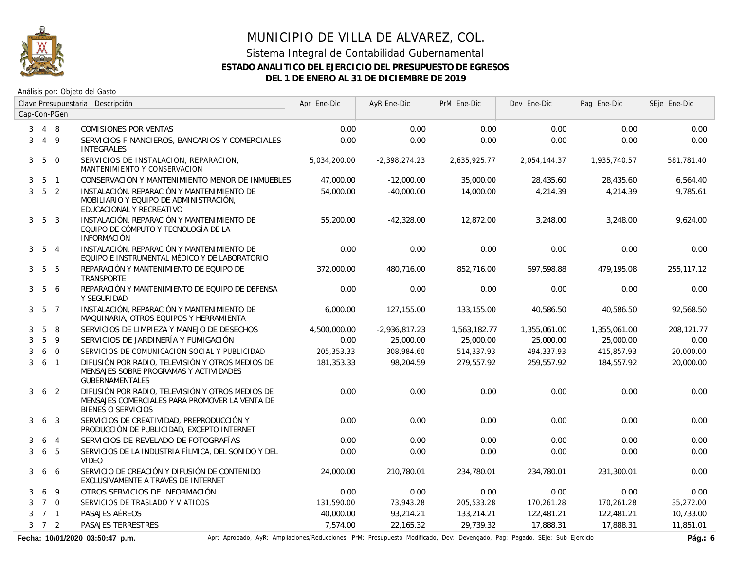# MUNICIPIO DE VILLA DE ALVAREZ, COL.

## Sistema Integral de Contabilidad Gubernamental

### ESTADO ANALITICO DEL EJERCICIO DEL PRESUPUESTO DE EGRESOS

### DEL 1 DE ENERO AL 31 DE DICIEMBRE DE 2019

Análisis por: Objeto del Gasto

| Clave Presupuestaria Cap-Con-PGen | Descripción | Apr Ene-Dic | AyR Ene-Dic | PrM Ene-Dic | Dev Ene-Dic | Pag Ene-Dic | SEje Ene-Dic |
|---|---|---|---|---|---|---|---|
| 3 4 8 | COMISIONES POR VENTAS | 0.00 | 0.00 | 0.00 | 0.00 | 0.00 | 0.00 |
| 3 4 9 | SERVICIOS FINANCIEROS, BANCARIOS Y COMERCIALES INTEGRALES | 0.00 | 0.00 | 0.00 | 0.00 | 0.00 | 0.00 |
| 3 5 0 | SERVICIOS DE INSTALACION, REPARACION, MANTENIMIENTO Y CONSERVACION | 5,034,200.00 | -2,398,274.23 | 2,635,925.77 | 2,054,144.37 | 1,935,740.57 | 581,781.40 |
| 3 5 1 | CONSERVACIÓN Y MANTENIMIENTO MENOR DE INMUEBLES | 47,000.00 | -12,000.00 | 35,000.00 | 28,435.60 | 28,435.60 | 6,564.40 |
| 3 5 2 | INSTALACIÓN, REPARACIÓN Y MANTENIMIENTO DE MOBILIARIO Y EQUIPO DE ADMINISTRACIÓN, EDUCACIONAL Y RECREATIVO | 54,000.00 | -40,000.00 | 14,000.00 | 4,214.39 | 4,214.39 | 9,785.61 |
| 3 5 3 | INSTALACIÓN, REPARACIÓN Y MANTENIMIENTO DE EQUIPO DE CÓMPUTO Y TECNOLOGÍA DE LA INFORMACIÓN | 55,200.00 | -42,328.00 | 12,872.00 | 3,248.00 | 3,248.00 | 9,624.00 |
| 3 5 4 | INSTALACIÓN, REPARACIÓN Y MANTENIMIENTO DE EQUIPO E INSTRUMENTAL MÉDICO Y DE LABORATORIO | 0.00 | 0.00 | 0.00 | 0.00 | 0.00 | 0.00 |
| 3 5 5 | REPARACIÓN Y MANTENIMIENTO DE EQUIPO DE TRANSPORTE | 372,000.00 | 480,716.00 | 852,716.00 | 597,598.88 | 479,195.08 | 255,117.12 |
| 3 5 6 | REPARACIÓN Y MANTENIMIENTO DE EQUIPO DE DEFENSA Y SEGURIDAD | 0.00 | 0.00 | 0.00 | 0.00 | 0.00 | 0.00 |
| 3 5 7 | INSTALACIÓN, REPARACIÓN Y MANTENIMIENTO DE MAQUINARIA, OTROS EQUIPOS Y HERRAMIENTA | 6,000.00 | 127,155.00 | 133,155.00 | 40,586.50 | 40,586.50 | 92,568.50 |
| 3 5 8 | SERVICIOS DE LIMPIEZA Y MANEJO DE DESECHOS | 4,500,000.00 | -2,936,817.23 | 1,563,182.77 | 1,355,061.00 | 1,355,061.00 | 208,121.77 |
| 3 5 9 | SERVICIOS DE JARDINERÍA Y FUMIGACIÓN | 0.00 | 25,000.00 | 25,000.00 | 25,000.00 | 25,000.00 | 0.00 |
| 3 6 0 | SERVICIOS DE COMUNICACION SOCIAL Y PUBLICIDAD | 205,353.33 | 308,984.60 | 514,337.93 | 494,337.93 | 415,857.93 | 20,000.00 |
| 3 6 1 | DIFUSIÓN POR RADIO, TELEVISIÓN Y OTROS MEDIOS DE MENSAJES SOBRE PROGRAMAS Y ACTIVIDADES GUBERNAMENTALES | 181,353.33 | 98,204.59 | 279,557.92 | 259,557.92 | 184,557.92 | 20,000.00 |
| 3 6 2 | DIFUSIÓN POR RADIO, TELEVISIÓN Y OTROS MEDIOS DE MENSAJES COMERCIALES PARA PROMOVER LA VENTA DE BIENES O SERVICIOS | 0.00 | 0.00 | 0.00 | 0.00 | 0.00 | 0.00 |
| 3 6 3 | SERVICIOS DE CREATIVIDAD, PREPRODUCCIÓN Y PRODUCCIÓN DE PUBLICIDAD, EXCEPTO INTERNET | 0.00 | 0.00 | 0.00 | 0.00 | 0.00 | 0.00 |
| 3 6 4 | SERVICIOS DE REVELADO DE FOTOGRAFÍAS | 0.00 | 0.00 | 0.00 | 0.00 | 0.00 | 0.00 |
| 3 6 5 | SERVICIOS DE LA INDUSTRIA FÍLMICA, DEL SONIDO Y DEL VIDEO | 0.00 | 0.00 | 0.00 | 0.00 | 0.00 | 0.00 |
| 3 6 6 | SERVICIO DE CREACIÓN Y DIFUSIÓN DE CONTENIDO EXCLUSIVAMENTE A TRAVÉS DE INTERNET | 24,000.00 | 210,780.01 | 234,780.01 | 234,780.01 | 231,300.01 | 0.00 |
| 3 6 9 | OTROS SERVICIOS DE INFORMACIÓN | 0.00 | 0.00 | 0.00 | 0.00 | 0.00 | 0.00 |
| 3 7 0 | SERVICIOS DE TRASLADO Y VIATICOS | 131,590.00 | 73,943.28 | 205,533.28 | 170,261.28 | 170,261.28 | 35,272.00 |
| 3 7 1 | PASAJES AÉREOS | 40,000.00 | 93,214.21 | 133,214.21 | 122,481.21 | 122,481.21 | 10,733.00 |
| 3 7 2 | PASAJES TERRESTRES | 7,574.00 | 22,165.32 | 29,739.32 | 17,888.31 | 17,888.31 | 11,851.01 |

**Fecha: 10/01/2020 03:50:47 p.m.** Apr: Aprobado, AyR: Ampliaciones/Reducciones, PrM: Presupuesto Modificado, Dev: Devengado, Pag: Pagado, SEje: Sub Ejercicio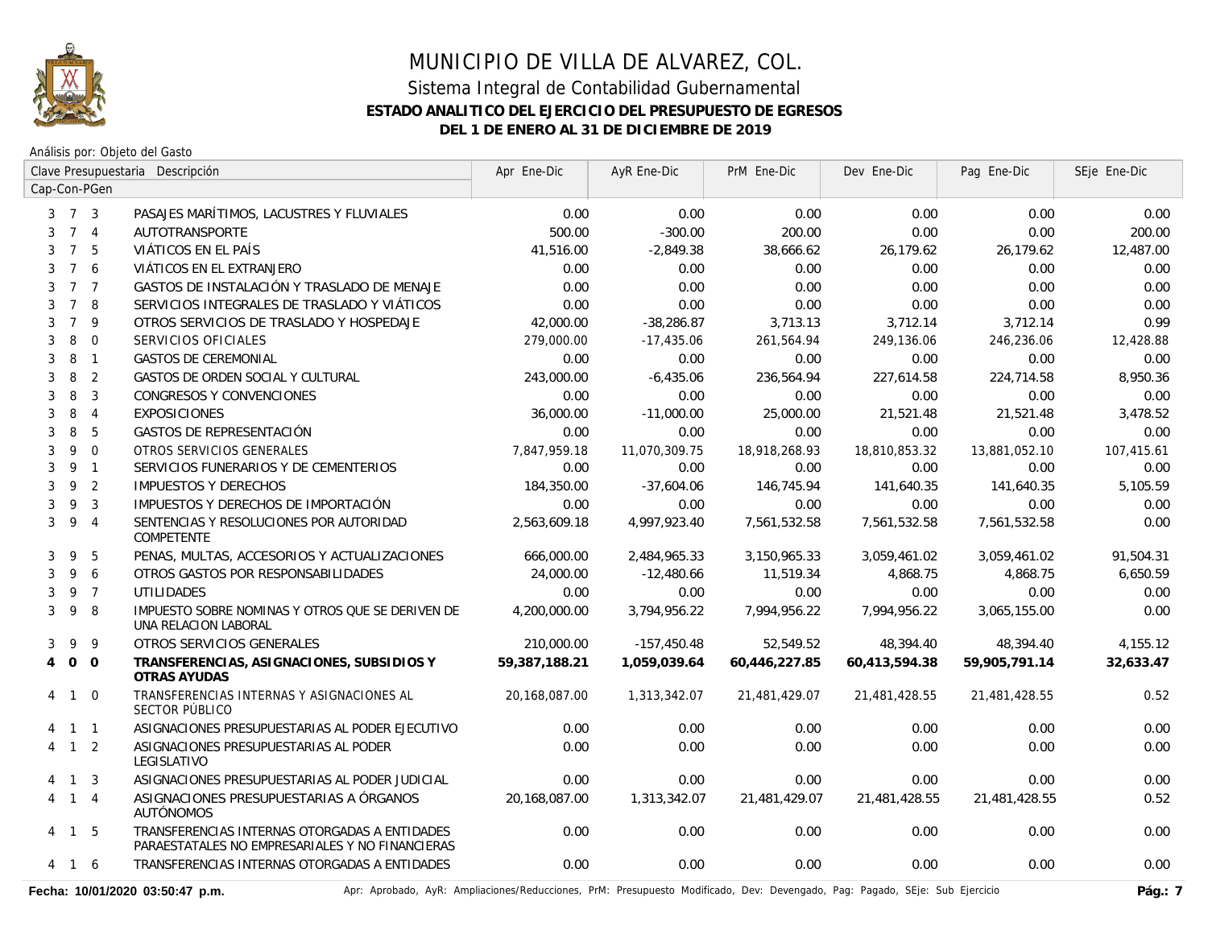# MUNICIPIO DE VILLA DE ALVAREZ, COL.

## Sistema Integral de Contabilidad Gubernamental

### ESTADO ANALITICO DEL EJERCICIO DEL PRESUPUESTO DE EGRESOS

### DEL 1 DE ENERO AL 31 DE DICIEMBRE DE 2019

Análisis por: Objeto del Gasto

| Clave Presupuestaria Cap-Con-PGen | Descripción | Apr Ene-Dic | AyR Ene-Dic | PrM Ene-Dic | Dev Ene-Dic | Pag Ene-Dic | SEje Ene-Dic |
|---|---|---|---|---|---|---|---|
| 3 7 3 | PASAJES MARÍTIMOS, LACUSTRES Y FLUVIALES | 0.00 | 0.00 | 0.00 | 0.00 | 0.00 | 0.00 |
| 3 7 4 | AUTOTRANSPORTE | 500.00 | -300.00 | 200.00 | 0.00 | 0.00 | 200.00 |
| 3 7 5 | VIÁTICOS EN EL PAÍS | 41,516.00 | -2,849.38 | 38,666.62 | 26,179.62 | 26,179.62 | 12,487.00 |
| 3 7 6 | VIÁTICOS EN EL EXTRANJERO | 0.00 | 0.00 | 0.00 | 0.00 | 0.00 | 0.00 |
| 3 7 7 | GASTOS DE INSTALACIÓN Y TRASLADO DE MENAJE | 0.00 | 0.00 | 0.00 | 0.00 | 0.00 | 0.00 |
| 3 7 8 | SERVICIOS INTEGRALES DE TRASLADO Y VIÁTICOS | 0.00 | 0.00 | 0.00 | 0.00 | 0.00 | 0.00 |
| 3 7 9 | OTROS SERVICIOS DE TRASLADO Y HOSPEDAJE | 42,000.00 | -38,286.87 | 3,713.13 | 3,712.14 | 3,712.14 | 0.99 |
| 3 8 0 | SERVICIOS OFICIALES | 279,000.00 | -17,435.06 | 261,564.94 | 249,136.06 | 246,236.06 | 12,428.88 |
| 3 8 1 | GASTOS DE CEREMONIAL | 0.00 | 0.00 | 0.00 | 0.00 | 0.00 | 0.00 |
| 3 8 2 | GASTOS DE ORDEN SOCIAL Y CULTURAL | 243,000.00 | -6,435.06 | 236,564.94 | 227,614.58 | 224,714.58 | 8,950.36 |
| 3 8 3 | CONGRESOS Y CONVENCIONES | 0.00 | 0.00 | 0.00 | 0.00 | 0.00 | 0.00 |
| 3 8 4 | EXPOSICIONES | 36,000.00 | -11,000.00 | 25,000.00 | 21,521.48 | 21,521.48 | 3,478.52 |
| 3 8 5 | GASTOS DE REPRESENTACIÓN | 0.00 | 0.00 | 0.00 | 0.00 | 0.00 | 0.00 |
| 3 9 0 | OTROS SERVICIOS GENERALES | 7,847,959.18 | 11,070,309.75 | 18,918,268.93 | 18,810,853.32 | 13,881,052.10 | 107,415.61 |
| 3 9 1 | SERVICIOS FUNERARIOS Y DE CEMENTERIOS | 0.00 | 0.00 | 0.00 | 0.00 | 0.00 | 0.00 |
| 3 9 2 | IMPUESTOS Y DERECHOS | 184,350.00 | -37,604.06 | 146,745.94 | 141,640.35 | 141,640.35 | 5,105.59 |
| 3 9 3 | IMPUESTOS Y DERECHOS DE IMPORTACIÓN | 0.00 | 0.00 | 0.00 | 0.00 | 0.00 | 0.00 |
| 3 9 4 | SENTENCIAS Y RESOLUCIONES POR AUTORIDAD COMPETENTE | 2,563,609.18 | 4,997,923.40 | 7,561,532.58 | 7,561,532.58 | 7,561,532.58 | 0.00 |
| 3 9 5 | PENAS, MULTAS, ACCESORIOS Y ACTUALIZACIONES | 666,000.00 | 2,484,965.33 | 3,150,965.33 | 3,059,461.02 | 3,059,461.02 | 91,504.31 |
| 3 9 6 | OTROS GASTOS POR RESPONSABILIDADES | 24,000.00 | -12,480.66 | 11,519.34 | 4,868.75 | 4,868.75 | 6,650.59 |
| 3 9 7 | UTILIDADES | 0.00 | 0.00 | 0.00 | 0.00 | 0.00 | 0.00 |
| 3 9 8 | IMPUESTO SOBRE NOMINAS Y OTROS QUE SE DERIVEN DE UNA RELACION LABORAL | 4,200,000.00 | 3,794,956.22 | 7,994,956.22 | 7,994,956.22 | 3,065,155.00 | 0.00 |
| 3 9 9 | OTROS SERVICIOS GENERALES | 210,000.00 | -157,450.48 | 52,549.52 | 48,394.40 | 48,394.40 | 4,155.12 |
| **4 0 0** | **TRANSFERENCIAS, ASIGNACIONES, SUBSIDIOS Y OTRAS AYUDAS** | **59,387,188.21** | **1,059,039.64** | **60,446,227.85** | **60,413,594.38** | **59,905,791.14** | **32,633.47** |
| 4 1 0 | TRANSFERENCIAS INTERNAS Y ASIGNACIONES AL SECTOR PÚBLICO | 20,168,087.00 | 1,313,342.07 | 21,481,429.07 | 21,481,428.55 | 21,481,428.55 | 0.52 |
| 4 1 1 | ASIGNACIONES PRESUPUESTARIAS AL PODER EJECUTIVO | 0.00 | 0.00 | 0.00 | 0.00 | 0.00 | 0.00 |
| 4 1 2 | ASIGNACIONES PRESUPUESTARIAS AL PODER LEGISLATIVO | 0.00 | 0.00 | 0.00 | 0.00 | 0.00 | 0.00 |
| 4 1 3 | ASIGNACIONES PRESUPUESTARIAS AL PODER JUDICIAL | 0.00 | 0.00 | 0.00 | 0.00 | 0.00 | 0.00 |
| 4 1 4 | ASIGNACIONES PRESUPUESTARIAS A ÓRGANOS AUTÓNOMOS | 20,168,087.00 | 1,313,342.07 | 21,481,429.07 | 21,481,428.55 | 21,481,428.55 | 0.52 |
| 4 1 5 | TRANSFERENCIAS INTERNAS OTORGADAS A ENTIDADES PARAESTATALES NO EMPRESARIALES Y NO FINANCIERAS | 0.00 | 0.00 | 0.00 | 0.00 | 0.00 | 0.00 |
| 4 1 6 | TRANSFERENCIAS INTERNAS OTORGADAS A ENTIDADES | 0.00 | 0.00 | 0.00 | 0.00 | 0.00 | 0.00 |

Fecha: 10/01/2020 03:50:47 p.m.

Apr: Aprobado, AyR: Ampliaciones/Reducciones, PrM: Presupuesto Modificado, Dev: Devengado, Pag: Pagado, SEje: Sub Ejercicio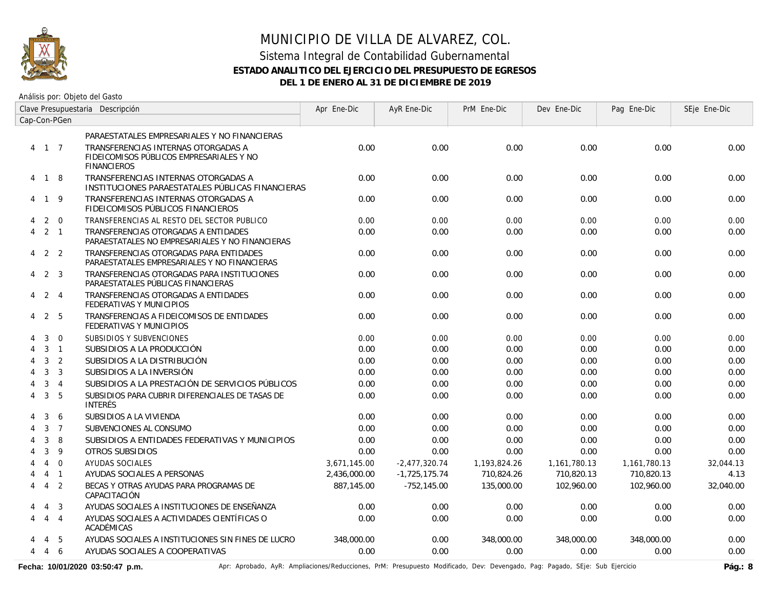# MUNICIPIO DE VILLA DE ALVAREZ, COL.

## Sistema Integral de Contabilidad Gubernamental

### ESTADO ANALITICO DEL EJERCICIO DEL PRESUPUESTO DE EGRESOS

### DEL 1 DE ENERO AL 31 DE DICIEMBRE DE 2019

Análisis por: Objeto del Gasto

| Clave Presupuestaria Cap-Con-PGen | Descripción | Apr Ene-Dic | AyR Ene-Dic | PrM Ene-Dic | Dev Ene-Dic | Pag Ene-Dic | SEje Ene-Dic |
|---|---|---|---|---|---|---|---|
| | PARAESTATALES EMPRESARIALES Y NO FINANCIERAS | | | | | | |
| 4 1 7 | TRANSFERENCIAS INTERNAS OTORGADAS A FIDEICOMISOS PÚBLICOS EMPRESARIALES Y NO FINANCIEROS | 0.00 | 0.00 | 0.00 | 0.00 | 0.00 | 0.00 |
| 4 1 8 | TRANSFERENCIAS INTERNAS OTORGADAS A INSTITUCIONES PARAESTATALES PÚBLICAS FINANCIERAS | 0.00 | 0.00 | 0.00 | 0.00 | 0.00 | 0.00 |
| 4 1 9 | TRANSFERENCIAS INTERNAS OTORGADAS A FIDEICOMISOS PÚBLICOS FINANCIEROS | 0.00 | 0.00 | 0.00 | 0.00 | 0.00 | 0.00 |
| 4 2 0 | TRANSFERENCIAS AL RESTO DEL SECTOR PUBLICO | 0.00 | 0.00 | 0.00 | 0.00 | 0.00 | 0.00 |
| 4 2 1 | TRANSFERENCIAS OTORGADAS A ENTIDADES PARAESTATALES NO EMPRESARIALES Y NO FINANCIERAS | 0.00 | 0.00 | 0.00 | 0.00 | 0.00 | 0.00 |
| 4 2 2 | TRANSFERENCIAS OTORGADAS PARA ENTIDADES PARAESTATALES EMPRESARIALES Y NO FINANCIERAS | 0.00 | 0.00 | 0.00 | 0.00 | 0.00 | 0.00 |
| 4 2 3 | TRANSFERENCIAS OTORGADAS PARA INSTITUCIONES PARAESTATALES PÚBLICAS FINANCIERAS | 0.00 | 0.00 | 0.00 | 0.00 | 0.00 | 0.00 |
| 4 2 4 | TRANSFERENCIAS OTORGADAS A ENTIDADES FEDERATIVAS Y MUNICIPIOS | 0.00 | 0.00 | 0.00 | 0.00 | 0.00 | 0.00 |
| 4 2 5 | TRANSFERENCIAS A FIDEICOMISOS DE ENTIDADES FEDERATIVAS Y MUNICIPIOS | 0.00 | 0.00 | 0.00 | 0.00 | 0.00 | 0.00 |
| 4 3 0 | SUBSIDIOS Y SUBVENCIONES | 0.00 | 0.00 | 0.00 | 0.00 | 0.00 | 0.00 |
| 4 3 1 | SUBSIDIOS A LA PRODUCCIÓN | 0.00 | 0.00 | 0.00 | 0.00 | 0.00 | 0.00 |
| 4 3 2 | SUBSIDIOS A LA DISTRIBUCIÓN | 0.00 | 0.00 | 0.00 | 0.00 | 0.00 | 0.00 |
| 4 3 3 | SUBSIDIOS A LA INVERSIÓN | 0.00 | 0.00 | 0.00 | 0.00 | 0.00 | 0.00 |
| 4 3 4 | SUBSIDIOS A LA PRESTACIÓN DE SERVICIOS PÚBLICOS | 0.00 | 0.00 | 0.00 | 0.00 | 0.00 | 0.00 |
| 4 3 5 | SUBSIDIOS PARA CUBRIR DIFERENCIALES DE TASAS DE INTERÉS | 0.00 | 0.00 | 0.00 | 0.00 | 0.00 | 0.00 |
| 4 3 6 | SUBSIDIOS A LA VIVIENDA | 0.00 | 0.00 | 0.00 | 0.00 | 0.00 | 0.00 |
| 4 3 7 | SUBVENCIONES AL CONSUMO | 0.00 | 0.00 | 0.00 | 0.00 | 0.00 | 0.00 |
| 4 3 8 | SUBSIDIOS A ENTIDADES FEDERATIVAS Y MUNICIPIOS | 0.00 | 0.00 | 0.00 | 0.00 | 0.00 | 0.00 |
| 4 3 9 | OTROS SUBSIDIOS | 0.00 | 0.00 | 0.00 | 0.00 | 0.00 | 0.00 |
| 4 4 0 | AYUDAS SOCIALES | 3,671,145.00 | -2,477,320.74 | 1,193,824.26 | 1,161,780.13 | 1,161,780.13 | 32,044.13 |
| 4 4 1 | AYUDAS SOCIALES A PERSONAS | 2,436,000.00 | -1,725,175.74 | 710,824.26 | 710,820.13 | 710,820.13 | 4.13 |
| 4 4 2 | BECAS Y OTRAS AYUDAS PARA PROGRAMAS DE CAPACITACIÓN | 887,145.00 | -752,145.00 | 135,000.00 | 102,960.00 | 102,960.00 | 32,040.00 |
| 4 4 3 | AYUDAS SOCIALES A INSTITUCIONES DE ENSEÑANZA | 0.00 | 0.00 | 0.00 | 0.00 | 0.00 | 0.00 |
| 4 4 4 | AYUDAS SOCIALES A ACTIVIDADES CIENTÍFICAS O ACADÉMICAS | 0.00 | 0.00 | 0.00 | 0.00 | 0.00 | 0.00 |
| 4 4 5 | AYUDAS SOCIALES A INSTITUCIONES SIN FINES DE LUCRO | 348,000.00 | 0.00 | 348,000.00 | 348,000.00 | 348,000.00 | 0.00 |
| 4 4 6 | AYUDAS SOCIALES A COOPERATIVAS | 0.00 | 0.00 | 0.00 | 0.00 | 0.00 | 0.00 |

**Fecha: 10/01/2020 03:50:47 p.m.** Apr: Aprobado, AyR: Ampliaciones/Reducciones, PrM: Presupuesto Modificado, Dev: Devengado, Pag: Pagado, SEje: Sub Ejercicio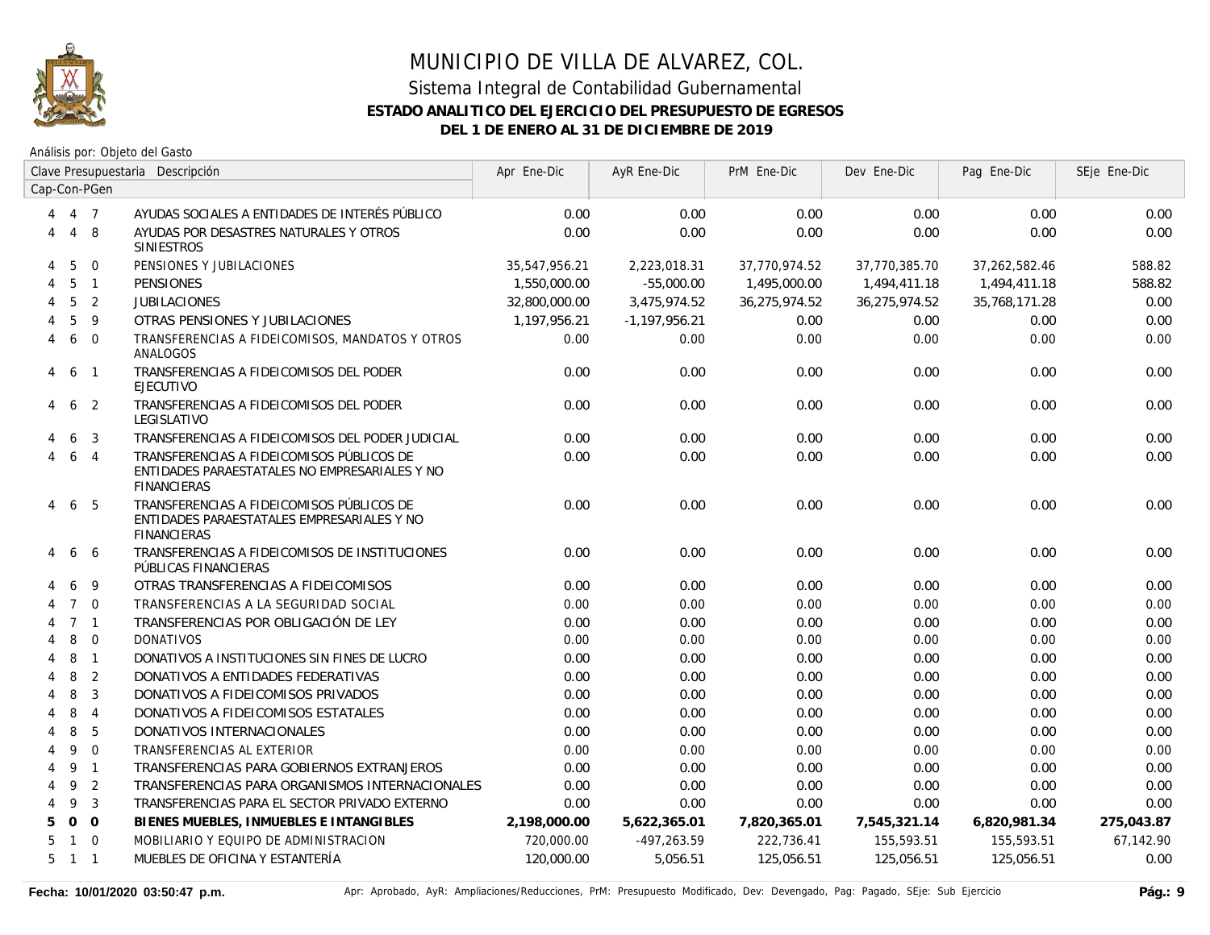# MUNICIPIO DE VILLA DE ALVAREZ, COL.

## Sistema Integral de Contabilidad Gubernamental

### ESTADO ANALITICO DEL EJERCICIO DEL PRESUPUESTO DE EGRESOS

### DEL 1 DE ENERO AL 31 DE DICIEMBRE DE 2019

Análisis por: Objeto del Gasto

| Clave Presupuestaria Cap-Con-PGen | Descripción | Apr Ene-Dic | AyR Ene-Dic | PrM Ene-Dic | Dev Ene-Dic | Pag Ene-Dic | SEje Ene-Dic |
|---|---|---|---|---|---|---|---|
| 4 4 7 | AYUDAS SOCIALES A ENTIDADES DE INTERÉS PÚBLICO | 0.00 | 0.00 | 0.00 | 0.00 | 0.00 | 0.00 |
| 4 4 8 | AYUDAS POR DESASTRES NATURALES Y OTROS SINIESTROS | 0.00 | 0.00 | 0.00 | 0.00 | 0.00 | 0.00 |
| 4 5 0 | PENSIONES Y JUBILACIONES | 35,547,956.21 | 2,223,018.31 | 37,770,974.52 | 37,770,385.70 | 37,262,582.46 | 588.82 |
| 4 5 1 | PENSIONES | 1,550,000.00 | -55,000.00 | 1,495,000.00 | 1,494,411.18 | 1,494,411.18 | 588.82 |
| 4 5 2 | JUBILACIONES | 32,800,000.00 | 3,475,974.52 | 36,275,974.52 | 36,275,974.52 | 35,768,171.28 | 0.00 |
| 4 5 9 | OTRAS PENSIONES Y JUBILACIONES | 1,197,956.21 | -1,197,956.21 | 0.00 | 0.00 | 0.00 | 0.00 |
| 4 6 0 | TRANSFERENCIAS A FIDEICOMISOS, MANDATOS Y OTROS ANALOGOS | 0.00 | 0.00 | 0.00 | 0.00 | 0.00 | 0.00 |
| 4 6 1 | TRANSFERENCIAS A FIDEICOMISOS DEL PODER EJECUTIVO | 0.00 | 0.00 | 0.00 | 0.00 | 0.00 | 0.00 |
| 4 6 2 | TRANSFERENCIAS A FIDEICOMISOS DEL PODER LEGISLATIVO | 0.00 | 0.00 | 0.00 | 0.00 | 0.00 | 0.00 |
| 4 6 3 | TRANSFERENCIAS A FIDEICOMISOS DEL PODER JUDICIAL | 0.00 | 0.00 | 0.00 | 0.00 | 0.00 | 0.00 |
| 4 6 4 | TRANSFERENCIAS A FIDEICOMISOS PÚBLICOS DE ENTIDADES PARAESTATALES NO EMPRESARIALES Y NO FINANCIERAS | 0.00 | 0.00 | 0.00 | 0.00 | 0.00 | 0.00 |
| 4 6 5 | TRANSFERENCIAS A FIDEICOMISOS PÚBLICOS DE ENTIDADES PARAESTATALES EMPRESARIALES Y NO FINANCIERAS | 0.00 | 0.00 | 0.00 | 0.00 | 0.00 | 0.00 |
| 4 6 6 | TRANSFERENCIAS A FIDEICOMISOS DE INSTITUCIONES PÚBLICAS FINANCIERAS | 0.00 | 0.00 | 0.00 | 0.00 | 0.00 | 0.00 |
| 4 6 9 | OTRAS TRANSFERENCIAS A FIDEICOMISOS | 0.00 | 0.00 | 0.00 | 0.00 | 0.00 | 0.00 |
| 4 7 0 | TRANSFERENCIAS A LA SEGURIDAD SOCIAL | 0.00 | 0.00 | 0.00 | 0.00 | 0.00 | 0.00 |
| 4 7 1 | TRANSFERENCIAS POR OBLIGACIÓN DE LEY | 0.00 | 0.00 | 0.00 | 0.00 | 0.00 | 0.00 |
| 4 8 0 | DONATIVOS | 0.00 | 0.00 | 0.00 | 0.00 | 0.00 | 0.00 |
| 4 8 1 | DONATIVOS A INSTITUCIONES SIN FINES DE LUCRO | 0.00 | 0.00 | 0.00 | 0.00 | 0.00 | 0.00 |
| 4 8 2 | DONATIVOS A ENTIDADES FEDERATIVAS | 0.00 | 0.00 | 0.00 | 0.00 | 0.00 | 0.00 |
| 4 8 3 | DONATIVOS A FIDEICOMISOS PRIVADOS | 0.00 | 0.00 | 0.00 | 0.00 | 0.00 | 0.00 |
| 4 8 4 | DONATIVOS A FIDEICOMISOS ESTATALES | 0.00 | 0.00 | 0.00 | 0.00 | 0.00 | 0.00 |
| 4 8 5 | DONATIVOS INTERNACIONALES | 0.00 | 0.00 | 0.00 | 0.00 | 0.00 | 0.00 |
| 4 9 0 | TRANSFERENCIAS AL EXTERIOR | 0.00 | 0.00 | 0.00 | 0.00 | 0.00 | 0.00 |
| 4 9 1 | TRANSFERENCIAS PARA GOBIERNOS EXTRANJEROS | 0.00 | 0.00 | 0.00 | 0.00 | 0.00 | 0.00 |
| 4 9 2 | TRANSFERENCIAS PARA ORGANISMOS INTERNACIONALES | 0.00 | 0.00 | 0.00 | 0.00 | 0.00 | 0.00 |
| 4 9 3 | TRANSFERENCIAS PARA EL SECTOR PRIVADO EXTERNO | 0.00 | 0.00 | 0.00 | 0.00 | 0.00 | 0.00 |
| **5 0 0** | **BIENES MUEBLES, INMUEBLES E INTANGIBLES** | **2,198,000.00** | **5,622,365.01** | **7,820,365.01** | **7,545,321.14** | **6,820,981.34** | **275,043.87** |
| 5 1 0 | MOBILIARIO Y EQUIPO DE ADMINISTRACION | 720,000.00 | -497,263.59 | 222,736.41 | 155,593.51 | 155,593.51 | 67,142.90 |
| 5 1 1 | MUEBLES DE OFICINA Y ESTANTERÍA | 120,000.00 | 5,056.51 | 125,056.51 | 125,056.51 | 125,056.51 | 0.00 |

Fecha: 10/01/2020 03:50:47 p.m.

Apr: Aprobado, AyR: Ampliaciones/Reducciones, PrM: Presupuesto Modificado, Dev: Devengado, Pag: Pagado, SEje: Sub Ejercicio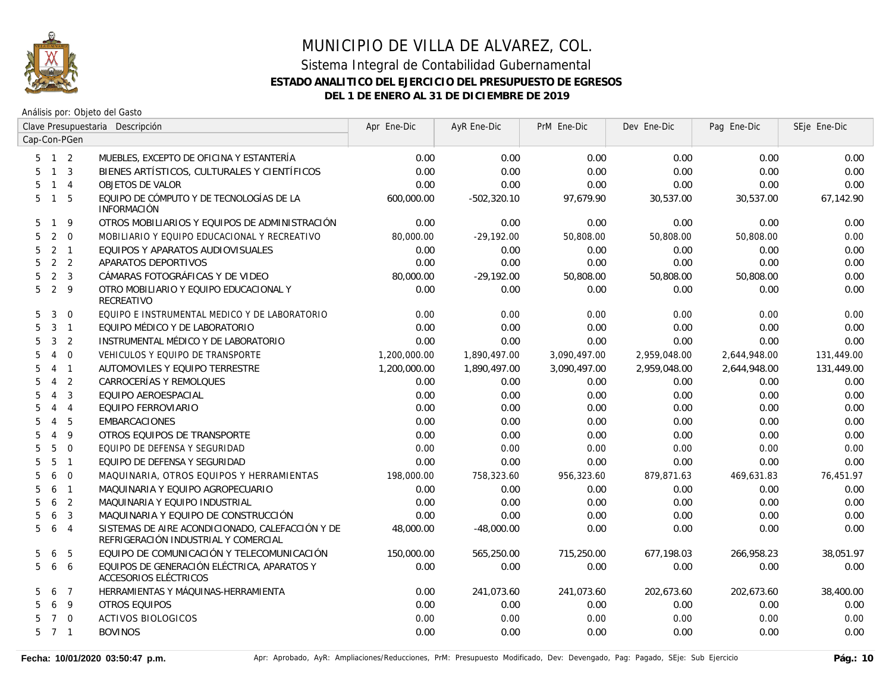# MUNICIPIO DE VILLA DE ALVAREZ, COL.

## Sistema Integral de Contabilidad Gubernamental

### ESTADO ANALITICO DEL EJERCICIO DEL PRESUPUESTO DE EGRESOS

### DEL 1 DE ENERO AL 31 DE DICIEMBRE DE 2019

Análisis por: Objeto del Gasto

| Clave Presupuestaria Cap-Con-PGen | Descripción | Apr Ene-Dic | AyR Ene-Dic | PrM Ene-Dic | Dev Ene-Dic | Pag Ene-Dic | SEje Ene-Dic |
|---|---|---|---|---|---|---|---|
| 5 1 2 | MUEBLES, EXCEPTO DE OFICINA Y ESTANTERÍA | 0.00 | 0.00 | 0.00 | 0.00 | 0.00 | 0.00 |
| 5 1 3 | BIENES ARTÍSTICOS, CULTURALES Y CIENTÍFICOS | 0.00 | 0.00 | 0.00 | 0.00 | 0.00 | 0.00 |
| 5 1 4 | OBJETOS DE VALOR | 0.00 | 0.00 | 0.00 | 0.00 | 0.00 | 0.00 |
| 5 1 5 | EQUIPO DE CÓMPUTO Y DE TECNOLOGÍAS DE LA INFORMACIÓN | 600,000.00 | -502,320.10 | 97,679.90 | 30,537.00 | 30,537.00 | 67,142.90 |
| 5 1 9 | OTROS MOBILIARIOS Y EQUIPOS DE ADMINISTRACIÓN | 0.00 | 0.00 | 0.00 | 0.00 | 0.00 | 0.00 |
| 5 2 0 | MOBILIARIO Y EQUIPO EDUCACIONAL Y RECREATIVO | 80,000.00 | -29,192.00 | 50,808.00 | 50,808.00 | 50,808.00 | 0.00 |
| 5 2 1 | EQUIPOS Y APARATOS AUDIOVISUALES | 0.00 | 0.00 | 0.00 | 0.00 | 0.00 | 0.00 |
| 5 2 2 | APARATOS DEPORTIVOS | 0.00 | 0.00 | 0.00 | 0.00 | 0.00 | 0.00 |
| 5 2 3 | CÁMARAS FOTOGRÁFICAS Y DE VIDEO | 80,000.00 | -29,192.00 | 50,808.00 | 50,808.00 | 50,808.00 | 0.00 |
| 5 2 9 | OTRO MOBILIARIO Y EQUIPO EDUCACIONAL Y RECREATIVO | 0.00 | 0.00 | 0.00 | 0.00 | 0.00 | 0.00 |
| 5 3 0 | EQUIPO E INSTRUMENTAL MEDICO Y DE LABORATORIO | 0.00 | 0.00 | 0.00 | 0.00 | 0.00 | 0.00 |
| 5 3 1 | EQUIPO MÉDICO Y DE LABORATORIO | 0.00 | 0.00 | 0.00 | 0.00 | 0.00 | 0.00 |
| 5 3 2 | INSTRUMENTAL MÉDICO Y DE LABORATORIO | 0.00 | 0.00 | 0.00 | 0.00 | 0.00 | 0.00 |
| 5 4 0 | VEHICULOS Y EQUIPO DE TRANSPORTE | 1,200,000.00 | 1,890,497.00 | 3,090,497.00 | 2,959,048.00 | 2,644,948.00 | 131,449.00 |
| 5 4 1 | AUTOMOVILES Y EQUIPO TERRESTRE | 1,200,000.00 | 1,890,497.00 | 3,090,497.00 | 2,959,048.00 | 2,644,948.00 | 131,449.00 |
| 5 4 2 | CARROCERÍAS Y REMOLQUES | 0.00 | 0.00 | 0.00 | 0.00 | 0.00 | 0.00 |
| 5 4 3 | EQUIPO AEROESPACIAL | 0.00 | 0.00 | 0.00 | 0.00 | 0.00 | 0.00 |
| 5 4 4 | EQUIPO FERROVIARIO | 0.00 | 0.00 | 0.00 | 0.00 | 0.00 | 0.00 |
| 5 4 5 | EMBARCACIONES | 0.00 | 0.00 | 0.00 | 0.00 | 0.00 | 0.00 |
| 5 4 9 | OTROS EQUIPOS DE TRANSPORTE | 0.00 | 0.00 | 0.00 | 0.00 | 0.00 | 0.00 |
| 5 5 0 | EQUIPO DE DEFENSA Y SEGURIDAD | 0.00 | 0.00 | 0.00 | 0.00 | 0.00 | 0.00 |
| 5 5 1 | EQUIPO DE DEFENSA Y SEGURIDAD | 0.00 | 0.00 | 0.00 | 0.00 | 0.00 | 0.00 |
| 5 6 0 | MAQUINARIA, OTROS EQUIPOS Y HERRAMIENTAS | 198,000.00 | 758,323.60 | 956,323.60 | 879,871.63 | 469,631.83 | 76,451.97 |
| 5 6 1 | MAQUINARIA Y EQUIPO AGROPECUARIO | 0.00 | 0.00 | 0.00 | 0.00 | 0.00 | 0.00 |
| 5 6 2 | MAQUINARIA Y EQUIPO INDUSTRIAL | 0.00 | 0.00 | 0.00 | 0.00 | 0.00 | 0.00 |
| 5 6 3 | MAQUINARIA Y EQUIPO DE CONSTRUCCIÓN | 0.00 | 0.00 | 0.00 | 0.00 | 0.00 | 0.00 |
| 5 6 4 | SISTEMAS DE AIRE ACONDICIONADO, CALEFACCIÓN Y DE REFRIGERACIÓN INDUSTRIAL Y COMERCIAL | 48,000.00 | -48,000.00 | 0.00 | 0.00 | 0.00 | 0.00 |
| 5 6 5 | EQUIPO DE COMUNICACIÓN Y TELECOMUNICACIÓN | 150,000.00 | 565,250.00 | 715,250.00 | 677,198.03 | 266,958.23 | 38,051.97 |
| 5 6 6 | EQUIPOS DE GENERACIÓN ELÉCTRICA, APARATOS Y ACCESORIOS ELÉCTRICOS | 0.00 | 0.00 | 0.00 | 0.00 | 0.00 | 0.00 |
| 5 6 7 | HERRAMIENTAS Y MÁQUINAS-HERRAMIENTA | 0.00 | 241,073.60 | 241,073.60 | 202,673.60 | 202,673.60 | 38,400.00 |
| 5 6 9 | OTROS EQUIPOS | 0.00 | 0.00 | 0.00 | 0.00 | 0.00 | 0.00 |
| 5 7 0 | ACTIVOS BIOLOGICOS | 0.00 | 0.00 | 0.00 | 0.00 | 0.00 | 0.00 |
| 5 7 1 | BOVINOS | 0.00 | 0.00 | 0.00 | 0.00 | 0.00 | 0.00 |

Fecha: 10/01/2020 03:50:47 p.m.

Apr: Aprobado, AyR: Ampliaciones/Reducciones, PrM: Presupuesto Modificado, Dev: Devengado, Pag: Pagado, SEje: Sub Ejercicio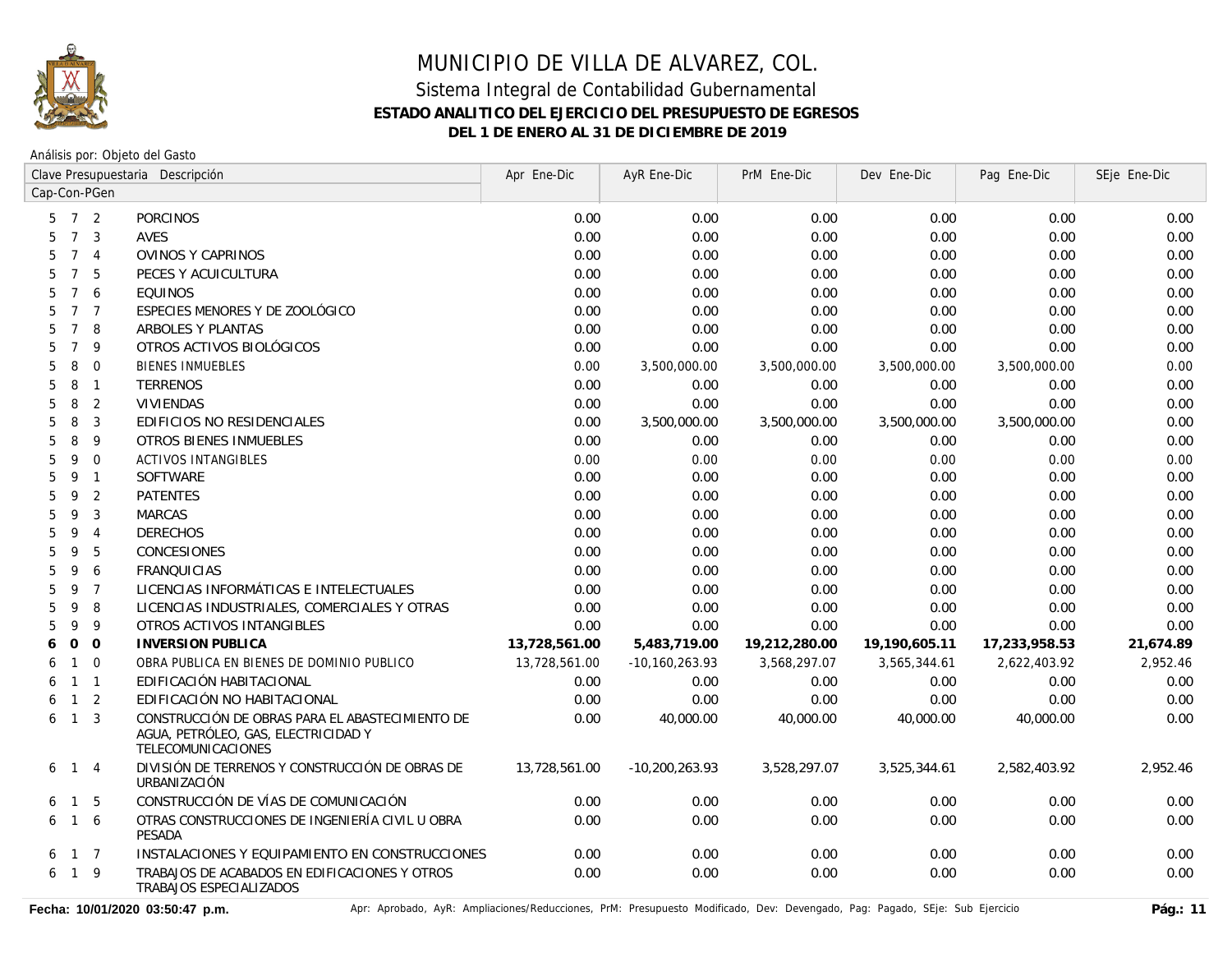# MUNICIPIO DE VILLA DE ALVAREZ, COL.

## Sistema Integral de Contabilidad Gubernamental

### ESTADO ANALITICO DEL EJERCICIO DEL PRESUPUESTO DE EGRESOS

### DEL 1 DE ENERO AL 31 DE DICIEMBRE DE 2019

Análisis por: Objeto del Gasto

| Clave Presupuestaria Cap-Con-PGen | Descripción | Apr Ene-Dic | AyR Ene-Dic | PrM Ene-Dic | Dev Ene-Dic | Pag Ene-Dic | SEje Ene-Dic |
|---|---|---|---|---|---|---|---|
| 5 7 2 | PORCINOS | 0.00 | 0.00 | 0.00 | 0.00 | 0.00 | 0.00 |
| 5 7 3 | AVES | 0.00 | 0.00 | 0.00 | 0.00 | 0.00 | 0.00 |
| 5 7 4 | OVINOS Y CAPRINOS | 0.00 | 0.00 | 0.00 | 0.00 | 0.00 | 0.00 |
| 5 7 5 | PECES Y ACUICULTURA | 0.00 | 0.00 | 0.00 | 0.00 | 0.00 | 0.00 |
| 5 7 6 | EQUINOS | 0.00 | 0.00 | 0.00 | 0.00 | 0.00 | 0.00 |
| 5 7 7 | ESPECIES MENORES Y DE ZOOLÓGICO | 0.00 | 0.00 | 0.00 | 0.00 | 0.00 | 0.00 |
| 5 7 8 | ARBOLES Y PLANTAS | 0.00 | 0.00 | 0.00 | 0.00 | 0.00 | 0.00 |
| 5 7 9 | OTROS ACTIVOS BIOLÓGICOS | 0.00 | 0.00 | 0.00 | 0.00 | 0.00 | 0.00 |
| 5 8 0 | BIENES INMUEBLES | 0.00 | 3,500,000.00 | 3,500,000.00 | 3,500,000.00 | 3,500,000.00 | 0.00 |
| 5 8 1 | TERRENOS | 0.00 | 0.00 | 0.00 | 0.00 | 0.00 | 0.00 |
| 5 8 2 | VIVIENDAS | 0.00 | 0.00 | 0.00 | 0.00 | 0.00 | 0.00 |
| 5 8 3 | EDIFICIOS NO RESIDENCIALES | 0.00 | 3,500,000.00 | 3,500,000.00 | 3,500,000.00 | 3,500,000.00 | 0.00 |
| 5 8 9 | OTROS BIENES INMUEBLES | 0.00 | 0.00 | 0.00 | 0.00 | 0.00 | 0.00 |
| 5 9 0 | ACTIVOS INTANGIBLES | 0.00 | 0.00 | 0.00 | 0.00 | 0.00 | 0.00 |
| 5 9 1 | SOFTWARE | 0.00 | 0.00 | 0.00 | 0.00 | 0.00 | 0.00 |
| 5 9 2 | PATENTES | 0.00 | 0.00 | 0.00 | 0.00 | 0.00 | 0.00 |
| 5 9 3 | MARCAS | 0.00 | 0.00 | 0.00 | 0.00 | 0.00 | 0.00 |
| 5 9 4 | DERECHOS | 0.00 | 0.00 | 0.00 | 0.00 | 0.00 | 0.00 |
| 5 9 5 | CONCESIONES | 0.00 | 0.00 | 0.00 | 0.00 | 0.00 | 0.00 |
| 5 9 6 | FRANQUICIAS | 0.00 | 0.00 | 0.00 | 0.00 | 0.00 | 0.00 |
| 5 9 7 | LICENCIAS INFORMÁTICAS E INTELECTUALES | 0.00 | 0.00 | 0.00 | 0.00 | 0.00 | 0.00 |
| 5 9 8 | LICENCIAS INDUSTRIALES, COMERCIALES Y OTRAS | 0.00 | 0.00 | 0.00 | 0.00 | 0.00 | 0.00 |
| 5 9 9 | OTROS ACTIVOS INTANGIBLES | 0.00 | 0.00 | 0.00 | 0.00 | 0.00 | 0.00 |
| **6 0 0** | **INVERSION PUBLICA** | **13,728,561.00** | **5,483,719.00** | **19,212,280.00** | **19,190,605.11** | **17,233,958.53** | **21,674.89** |
| 6 1 0 | OBRA PUBLICA EN BIENES DE DOMINIO PUBLICO | 13,728,561.00 | -10,160,263.93 | 3,568,297.07 | 3,565,344.61 | 2,622,403.92 | 2,952.46 |
| 6 1 1 | EDIFICACIÓN HABITACIONAL | 0.00 | 0.00 | 0.00 | 0.00 | 0.00 | 0.00 |
| 6 1 2 | EDIFICACIÓN NO HABITACIONAL | 0.00 | 0.00 | 0.00 | 0.00 | 0.00 | 0.00 |
| 6 1 3 | CONSTRUCCIÓN DE OBRAS PARA EL ABASTECIMIENTO DE AGUA, PETRÓLEO, GAS, ELECTRICIDAD Y TELECOMUNICACIONES | 0.00 | 40,000.00 | 40,000.00 | 40,000.00 | 40,000.00 | 0.00 |
| 6 1 4 | DIVISIÓN DE TERRENOS Y CONSTRUCCIÓN DE OBRAS DE URBANIZACIÓN | 13,728,561.00 | -10,200,263.93 | 3,528,297.07 | 3,525,344.61 | 2,582,403.92 | 2,952.46 |
| 6 1 5 | CONSTRUCCIÓN DE VÍAS DE COMUNICACIÓN | 0.00 | 0.00 | 0.00 | 0.00 | 0.00 | 0.00 |
| 6 1 6 | OTRAS CONSTRUCCIONES DE INGENIERÍA CIVIL U OBRA PESADA | 0.00 | 0.00 | 0.00 | 0.00 | 0.00 | 0.00 |
| 6 1 7 | INSTALACIONES Y EQUIPAMIENTO EN CONSTRUCCIONES | 0.00 | 0.00 | 0.00 | 0.00 | 0.00 | 0.00 |
| 6 1 9 | TRABAJOS DE ACABADOS EN EDIFICACIONES Y OTROS TRABAJOS ESPECIALIZADOS | 0.00 | 0.00 | 0.00 | 0.00 | 0.00 | 0.00 |

Fecha: 10/01/2020 03:50:47 p.m.

Apr: Aprobado, AyR: Ampliaciones/Reducciones, PrM: Presupuesto Modificado, Dev: Devengado, Pag: Pagado, SEje: Sub Ejercicio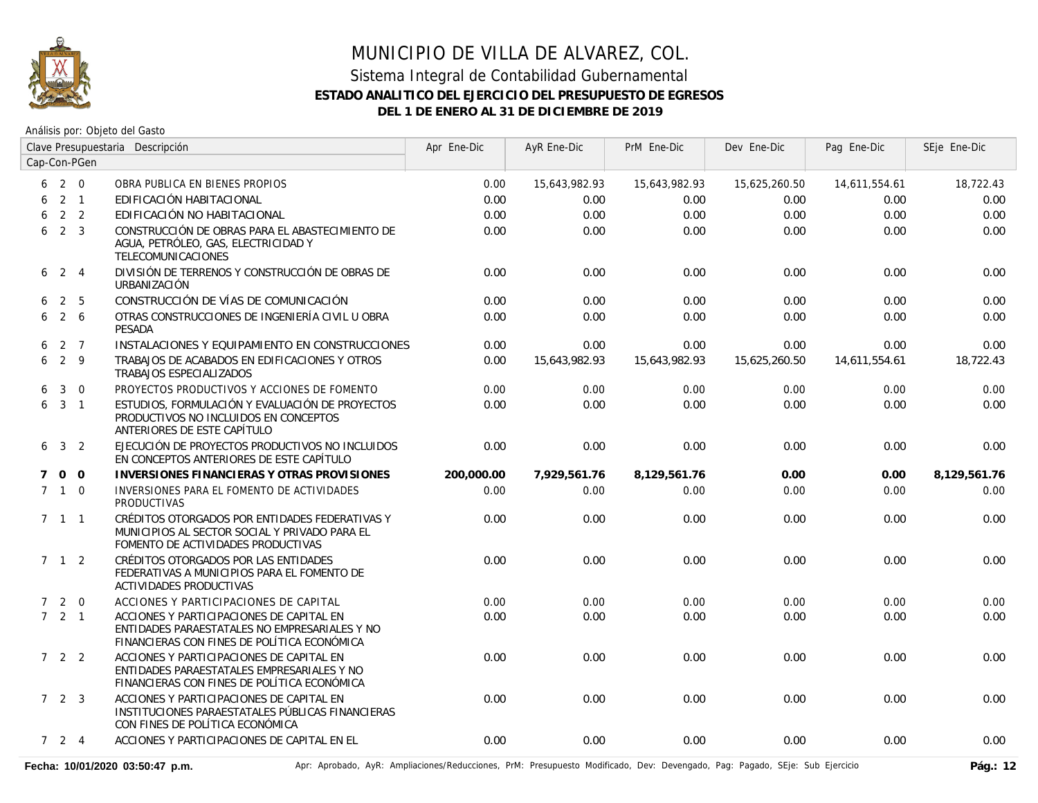# MUNICIPIO DE VILLA DE ALVAREZ, COL.

## Sistema Integral de Contabilidad Gubernamental

### ESTADO ANALITICO DEL EJERCICIO DEL PRESUPUESTO DE EGRESOS

### DEL 1 DE ENERO AL 31 DE DICIEMBRE DE 2019

Análisis por: Objeto del Gasto

| Clave Presupuestaria Cap-Con-PGen | Descripción | Apr Ene-Dic | AyR Ene-Dic | PrM Ene-Dic | Dev Ene-Dic | Pag Ene-Dic | SEje Ene-Dic |
|---|---|---|---|---|---|---|---|
| 6 2 0 | OBRA PUBLICA EN BIENES PROPIOS | 0.00 | 15,643,982.93 | 15,643,982.93 | 15,625,260.50 | 14,611,554.61 | 18,722.43 |
| 6 2 1 | EDIFICACIÓN HABITACIONAL | 0.00 | 0.00 | 0.00 | 0.00 | 0.00 | 0.00 |
| 6 2 2 | EDIFICACIÓN NO HABITACIONAL | 0.00 | 0.00 | 0.00 | 0.00 | 0.00 | 0.00 |
| 6 2 3 | CONSTRUCCIÓN DE OBRAS PARA EL ABASTECIMIENTO DE AGUA, PETRÓLEO, GAS, ELECTRICIDAD Y TELECOMUNICACIONES | 0.00 | 0.00 | 0.00 | 0.00 | 0.00 | 0.00 |
| 6 2 4 | DIVISIÓN DE TERRENOS Y CONSTRUCCIÓN DE OBRAS DE URBANIZACIÓN | 0.00 | 0.00 | 0.00 | 0.00 | 0.00 | 0.00 |
| 6 2 5 | CONSTRUCCIÓN DE VÍAS DE COMUNICACIÓN | 0.00 | 0.00 | 0.00 | 0.00 | 0.00 | 0.00 |
| 6 2 6 | OTRAS CONSTRUCCIONES DE INGENIERÍA CIVIL U OBRA PESADA | 0.00 | 0.00 | 0.00 | 0.00 | 0.00 | 0.00 |
| 6 2 7 | INSTALACIONES Y EQUIPAMIENTO EN CONSTRUCCIONES | 0.00 | 0.00 | 0.00 | 0.00 | 0.00 | 0.00 |
| 6 2 9 | TRABAJOS DE ACABADOS EN EDIFICACIONES Y OTROS TRABAJOS ESPECIALIZADOS | 0.00 | 15,643,982.93 | 15,643,982.93 | 15,625,260.50 | 14,611,554.61 | 18,722.43 |
| 6 3 0 | PROYECTOS PRODUCTIVOS Y ACCIONES DE FOMENTO | 0.00 | 0.00 | 0.00 | 0.00 | 0.00 | 0.00 |
| 6 3 1 | ESTUDIOS, FORMULACIÓN Y EVALUACIÓN DE PROYECTOS PRODUCTIVOS NO INCLUIDOS EN CONCEPTOS ANTERIORES DE ESTE CAPÍTULO | 0.00 | 0.00 | 0.00 | 0.00 | 0.00 | 0.00 |
| 6 3 2 | EJECUCIÓN DE PROYECTOS PRODUCTIVOS NO INCLUIDOS EN CONCEPTOS ANTERIORES DE ESTE CAPÍTULO | 0.00 | 0.00 | 0.00 | 0.00 | 0.00 | 0.00 |
| **7 0 0** | **INVERSIONES FINANCIERAS Y OTRAS PROVISIONES** | **200,000.00** | **7,929,561.76** | **8,129,561.76** | **0.00** | **0.00** | **8,129,561.76** |
| 7 1 0 | INVERSIONES PARA EL FOMENTO DE ACTIVIDADES PRODUCTIVAS | 0.00 | 0.00 | 0.00 | 0.00 | 0.00 | 0.00 |
| 7 1 1 | CRÉDITOS OTORGADOS POR ENTIDADES FEDERATIVAS Y MUNICIPIOS AL SECTOR SOCIAL Y PRIVADO PARA EL FOMENTO DE ACTIVIDADES PRODUCTIVAS | 0.00 | 0.00 | 0.00 | 0.00 | 0.00 | 0.00 |
| 7 1 2 | CRÉDITOS OTORGADOS POR LAS ENTIDADES FEDERATIVAS A MUNICIPIOS PARA EL FOMENTO DE ACTIVIDADES PRODUCTIVAS | 0.00 | 0.00 | 0.00 | 0.00 | 0.00 | 0.00 |
| 7 2 0 | ACCIONES Y PARTICIPACIONES DE CAPITAL | 0.00 | 0.00 | 0.00 | 0.00 | 0.00 | 0.00 |
| 7 2 1 | ACCIONES Y PARTICIPACIONES DE CAPITAL EN ENTIDADES PARAESTATALES NO EMPRESARIALES Y NO FINANCIERAS CON FINES DE POLÍTICA ECONÓMICA | 0.00 | 0.00 | 0.00 | 0.00 | 0.00 | 0.00 |
| 7 2 2 | ACCIONES Y PARTICIPACIONES DE CAPITAL EN ENTIDADES PARAESTATALES EMPRESARIALES Y NO FINANCIERAS CON FINES DE POLÍTICA ECONÓMICA | 0.00 | 0.00 | 0.00 | 0.00 | 0.00 | 0.00 |
| 7 2 3 | ACCIONES Y PARTICIPACIONES DE CAPITAL EN INSTITUCIONES PARAESTATALES PÚBLICAS FINANCIERAS CON FINES DE POLÍTICA ECONÓMICA | 0.00 | 0.00 | 0.00 | 0.00 | 0.00 | 0.00 |
| 7 2 4 | ACCIONES Y PARTICIPACIONES DE CAPITAL EN EL | 0.00 | 0.00 | 0.00 | 0.00 | 0.00 | 0.00 |

Fecha: 10/01/2020 03:50:47 p.m.

Apr: Aprobado, AyR: Ampliaciones/Reducciones, PrM: Presupuesto Modificado, Dev: Devengado, Pag: Pagado, SEje: Sub Ejercicio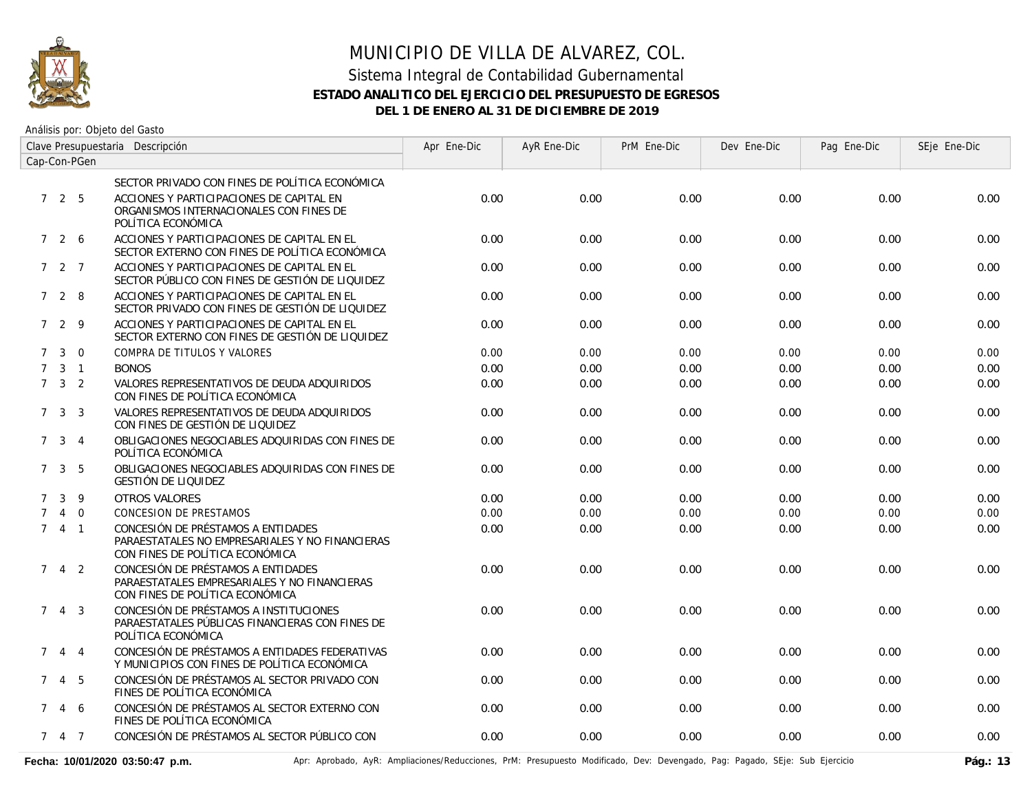# MUNICIPIO DE VILLA DE ALVAREZ, COL.

## Sistema Integral de Contabilidad Gubernamental

### ESTADO ANALITICO DEL EJERCICIO DEL PRESUPUESTO DE EGRESOS

### DEL 1 DE ENERO AL 31 DE DICIEMBRE DE 2019

Análisis por: Objeto del Gasto

| Clave Presupuestaria Cap-Con-PGen | Descripción | Apr Ene-Dic | AyR Ene-Dic | PrM Ene-Dic | Dev Ene-Dic | Pag Ene-Dic | SEje Ene-Dic |
|---|---|---|---|---|---|---|---|
| | SECTOR PRIVADO CON FINES DE POLÍTICA ECONÓMICA | | | | | | |
| 7 2 5 | ACCIONES Y PARTICIPACIONES DE CAPITAL EN ORGANISMOS INTERNACIONALES CON FINES DE POLÍTICA ECONÓMICA | 0.00 | 0.00 | 0.00 | 0.00 | 0.00 | 0.00 |
| 7 2 6 | ACCIONES Y PARTICIPACIONES DE CAPITAL EN EL SECTOR EXTERNO CON FINES DE POLÍTICA ECONÓMICA | 0.00 | 0.00 | 0.00 | 0.00 | 0.00 | 0.00 |
| 7 2 7 | ACCIONES Y PARTICIPACIONES DE CAPITAL EN EL SECTOR PÚBLICO CON FINES DE GESTIÓN DE LIQUIDEZ | 0.00 | 0.00 | 0.00 | 0.00 | 0.00 | 0.00 |
| 7 2 8 | ACCIONES Y PARTICIPACIONES DE CAPITAL EN EL SECTOR PRIVADO CON FINES DE GESTIÓN DE LIQUIDEZ | 0.00 | 0.00 | 0.00 | 0.00 | 0.00 | 0.00 |
| 7 2 9 | ACCIONES Y PARTICIPACIONES DE CAPITAL EN EL SECTOR EXTERNO CON FINES DE GESTIÓN DE LIQUIDEZ | 0.00 | 0.00 | 0.00 | 0.00 | 0.00 | 0.00 |
| 7 3 0 | COMPRA DE TITULOS Y VALORES | 0.00 | 0.00 | 0.00 | 0.00 | 0.00 | 0.00 |
| 7 3 1 | BONOS | 0.00 | 0.00 | 0.00 | 0.00 | 0.00 | 0.00 |
| 7 3 2 | VALORES REPRESENTATIVOS DE DEUDA ADQUIRIDOS CON FINES DE POLÍTICA ECONÓMICA | 0.00 | 0.00 | 0.00 | 0.00 | 0.00 | 0.00 |
| 7 3 3 | VALORES REPRESENTATIVOS DE DEUDA ADQUIRIDOS CON FINES DE GESTIÓN DE LIQUIDEZ | 0.00 | 0.00 | 0.00 | 0.00 | 0.00 | 0.00 |
| 7 3 4 | OBLIGACIONES NEGOCIABLES ADQUIRIDAS CON FINES DE POLÍTICA ECONÓMICA | 0.00 | 0.00 | 0.00 | 0.00 | 0.00 | 0.00 |
| 7 3 5 | OBLIGACIONES NEGOCIABLES ADQUIRIDAS CON FINES DE GESTIÓN DE LIQUIDEZ | 0.00 | 0.00 | 0.00 | 0.00 | 0.00 | 0.00 |
| 7 3 9 | OTROS VALORES | 0.00 | 0.00 | 0.00 | 0.00 | 0.00 | 0.00 |
| 7 4 0 | CONCESION DE PRESTAMOS | 0.00 | 0.00 | 0.00 | 0.00 | 0.00 | 0.00 |
| 7 4 1 | CONCESIÓN DE PRÉSTAMOS A ENTIDADES PARAESTATALES NO EMPRESARIALES Y NO FINANCIERAS CON FINES DE POLÍTICA ECONÓMICA | 0.00 | 0.00 | 0.00 | 0.00 | 0.00 | 0.00 |
| 7 4 2 | CONCESIÓN DE PRÉSTAMOS A ENTIDADES PARAESTATALES EMPRESARIALES Y NO FINANCIERAS CON FINES DE POLÍTICA ECONÓMICA | 0.00 | 0.00 | 0.00 | 0.00 | 0.00 | 0.00 |
| 7 4 3 | CONCESIÓN DE PRÉSTAMOS A INSTITUCIONES PARAESTATALES PÚBLICAS FINANCIERAS CON FINES DE POLÍTICA ECONÓMICA | 0.00 | 0.00 | 0.00 | 0.00 | 0.00 | 0.00 |
| 7 4 4 | CONCESIÓN DE PRÉSTAMOS A ENTIDADES FEDERATIVAS Y MUNICIPIOS CON FINES DE POLÍTICA ECONÓMICA | 0.00 | 0.00 | 0.00 | 0.00 | 0.00 | 0.00 |
| 7 4 5 | CONCESIÓN DE PRÉSTAMOS AL SECTOR PRIVADO CON FINES DE POLÍTICA ECONÓMICA | 0.00 | 0.00 | 0.00 | 0.00 | 0.00 | 0.00 |
| 7 4 6 | CONCESIÓN DE PRÉSTAMOS AL SECTOR EXTERNO CON FINES DE POLÍTICA ECONÓMICA | 0.00 | 0.00 | 0.00 | 0.00 | 0.00 | 0.00 |
| 7 4 7 | CONCESIÓN DE PRÉSTAMOS AL SECTOR PÚBLICO CON | 0.00 | 0.00 | 0.00 | 0.00 | 0.00 | 0.00 |

**Fecha: 10/01/2020 03:50:47 p.m.** Apr: Aprobado, AyR: Ampliaciones/Reducciones, PrM: Presupuesto Modificado, Dev: Devengado, Pag: Pagado, SEje: Sub Ejercicio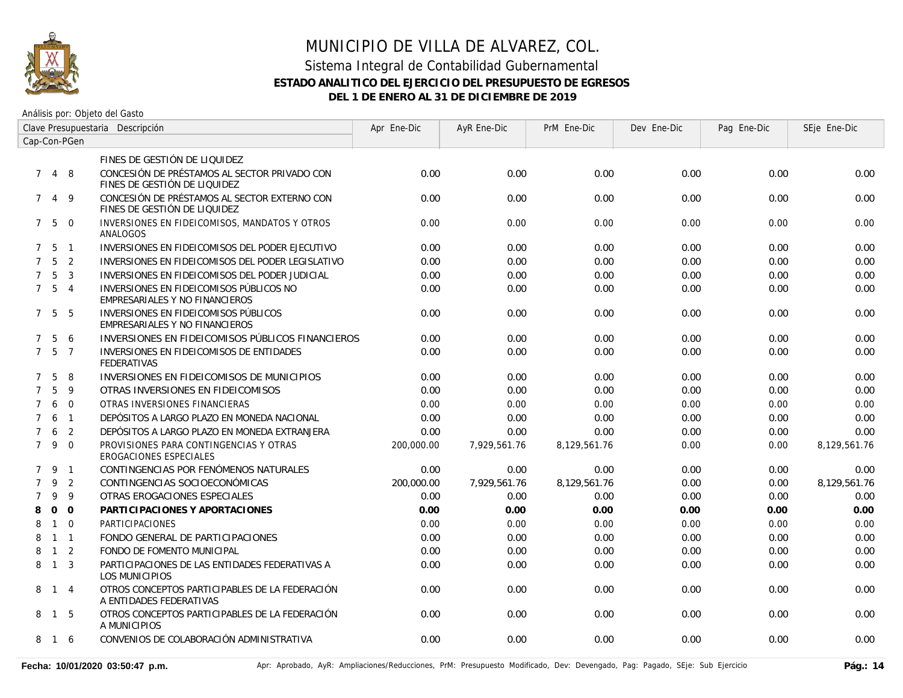# MUNICIPIO DE VILLA DE ALVAREZ, COL.

## Sistema Integral de Contabilidad Gubernamental

### ESTADO ANALITICO DEL EJERCICIO DEL PRESUPUESTO DE EGRESOS

### DEL 1 DE ENERO AL 31 DE DICIEMBRE DE 2019

Análisis por: Objeto del Gasto

| Clave Presupuestaria Cap-Con-PGen | | | Descripción | Apr Ene-Dic | AyR Ene-Dic | PrM Ene-Dic | Dev Ene-Dic | Pag Ene-Dic | SEje Ene-Dic |
|---|---|---|---|---|---|---|---|---|---|
| | | | FINES DE GESTIÓN DE LIQUIDEZ | | | | | | |
| 7 | 4 | 8 | CONCESIÓN DE PRÉSTAMOS AL SECTOR PRIVADO CON FINES DE GESTIÓN DE LIQUIDEZ | 0.00 | 0.00 | 0.00 | 0.00 | 0.00 | 0.00 |
| 7 | 4 | 9 | CONCESIÓN DE PRÉSTAMOS AL SECTOR EXTERNO CON FINES DE GESTIÓN DE LIQUIDEZ | 0.00 | 0.00 | 0.00 | 0.00 | 0.00 | 0.00 |
| 7 | 5 | 0 | INVERSIONES EN FIDEICOMISOS, MANDATOS Y OTROS ANALOGOS | 0.00 | 0.00 | 0.00 | 0.00 | 0.00 | 0.00 |
| 7 | 5 | 1 | INVERSIONES EN FIDEICOMISOS DEL PODER EJECUTIVO | 0.00 | 0.00 | 0.00 | 0.00 | 0.00 | 0.00 |
| 7 | 5 | 2 | INVERSIONES EN FIDEICOMISOS DEL PODER LEGISLATIVO | 0.00 | 0.00 | 0.00 | 0.00 | 0.00 | 0.00 |
| 7 | 5 | 3 | INVERSIONES EN FIDEICOMISOS DEL PODER JUDICIAL | 0.00 | 0.00 | 0.00 | 0.00 | 0.00 | 0.00 |
| 7 | 5 | 4 | INVERSIONES EN FIDEICOMISOS PÚBLICOS NO EMPRESARIALES Y NO FINANCIEROS | 0.00 | 0.00 | 0.00 | 0.00 | 0.00 | 0.00 |
| 7 | 5 | 5 | INVERSIONES EN FIDEICOMISOS PÚBLICOS EMPRESARIALES Y NO FINANCIEROS | 0.00 | 0.00 | 0.00 | 0.00 | 0.00 | 0.00 |
| 7 | 5 | 6 | INVERSIONES EN FIDEICOMISOS PÚBLICOS FINANCIEROS | 0.00 | 0.00 | 0.00 | 0.00 | 0.00 | 0.00 |
| 7 | 5 | 7 | INVERSIONES EN FIDEICOMISOS DE ENTIDADES FEDERATIVAS | 0.00 | 0.00 | 0.00 | 0.00 | 0.00 | 0.00 |
| 7 | 5 | 8 | INVERSIONES EN FIDEICOMISOS DE MUNICIPIOS | 0.00 | 0.00 | 0.00 | 0.00 | 0.00 | 0.00 |
| 7 | 5 | 9 | OTRAS INVERSIONES EN FIDEICOMISOS | 0.00 | 0.00 | 0.00 | 0.00 | 0.00 | 0.00 |
| 7 | 6 | 0 | OTRAS INVERSIONES FINANCIERAS | 0.00 | 0.00 | 0.00 | 0.00 | 0.00 | 0.00 |
| 7 | 6 | 1 | DEPÓSITOS A LARGO PLAZO EN MONEDA NACIONAL | 0.00 | 0.00 | 0.00 | 0.00 | 0.00 | 0.00 |
| 7 | 6 | 2 | DEPÓSITOS A LARGO PLAZO EN MONEDA EXTRANJERA | 0.00 | 0.00 | 0.00 | 0.00 | 0.00 | 0.00 |
| 7 | 9 | 0 | PROVISIONES PARA CONTINGENCIAS Y OTRAS EROGACIONES ESPECIALES | 200,000.00 | 7,929,561.76 | 8,129,561.76 | 0.00 | 0.00 | 8,129,561.76 |
| 7 | 9 | 1 | CONTINGENCIAS POR FENÓMENOS NATURALES | 0.00 | 0.00 | 0.00 | 0.00 | 0.00 | 0.00 |
| 7 | 9 | 2 | CONTINGENCIAS SOCIOECONÓMICAS | 200,000.00 | 7,929,561.76 | 8,129,561.76 | 0.00 | 0.00 | 8,129,561.76 |
| 7 | 9 | 9 | OTRAS EROGACIONES ESPECIALES | 0.00 | 0.00 | 0.00 | 0.00 | 0.00 | 0.00 |
| **8** | **0** | **0** | **PARTICIPACIONES Y APORTACIONES** | **0.00** | **0.00** | **0.00** | **0.00** | **0.00** | **0.00** |
| 8 | 1 | 0 | PARTICIPACIONES | 0.00 | 0.00 | 0.00 | 0.00 | 0.00 | 0.00 |
| 8 | 1 | 1 | FONDO GENERAL DE PARTICIPACIONES | 0.00 | 0.00 | 0.00 | 0.00 | 0.00 | 0.00 |
| 8 | 1 | 2 | FONDO DE FOMENTO MUNICIPAL | 0.00 | 0.00 | 0.00 | 0.00 | 0.00 | 0.00 |
| 8 | 1 | 3 | PARTICIPACIONES DE LAS ENTIDADES FEDERATIVAS A LOS MUNICIPIOS | 0.00 | 0.00 | 0.00 | 0.00 | 0.00 | 0.00 |
| 8 | 1 | 4 | OTROS CONCEPTOS PARTICIPABLES DE LA FEDERACIÓN A ENTIDADES FEDERATIVAS | 0.00 | 0.00 | 0.00 | 0.00 | 0.00 | 0.00 |
| 8 | 1 | 5 | OTROS CONCEPTOS PARTICIPABLES DE LA FEDERACIÓN A MUNICIPIOS | 0.00 | 0.00 | 0.00 | 0.00 | 0.00 | 0.00 |
| 8 | 1 | 6 | CONVENIOS DE COLABORACIÓN ADMINISTRATIVA | 0.00 | 0.00 | 0.00 | 0.00 | 0.00 | 0.00 |

**Fecha: 10/01/2020 03:50:47 p.m.** Apr: Aprobado, AyR: Ampliaciones/Reducciones, PrM: Presupuesto Modificado, Dev: Devengado, Pag: Pagado, SEje: Sub Ejercicio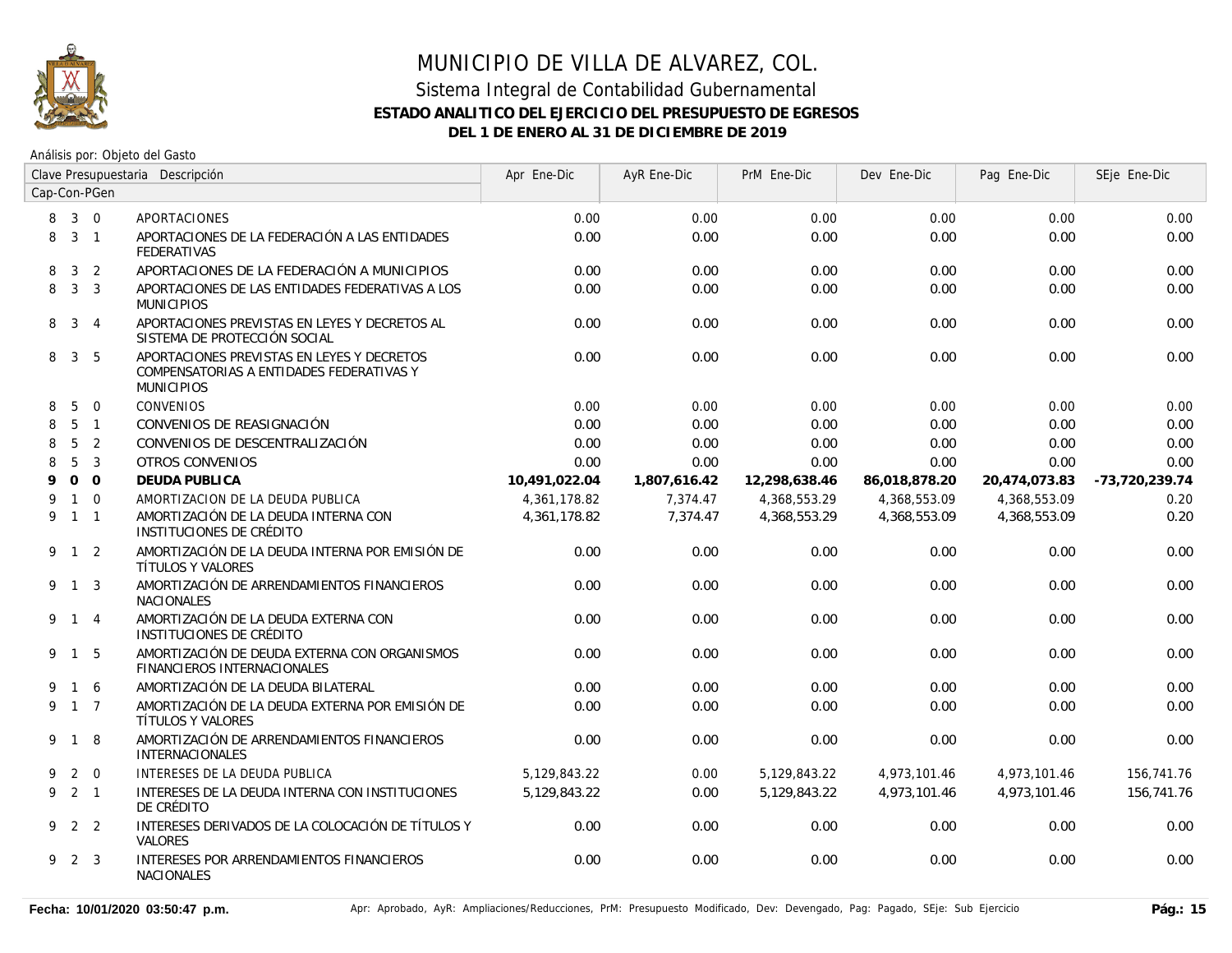# MUNICIPIO DE VILLA DE ALVAREZ, COL.

## Sistema Integral de Contabilidad Gubernamental

### ESTADO ANALITICO DEL EJERCICIO DEL PRESUPUESTO DE EGRESOS

### DEL 1 DE ENERO AL 31 DE DICIEMBRE DE 2019

Análisis por: Objeto del Gasto

| Clave Presupuestaria Cap-Con-PGen | Descripción | Apr Ene-Dic | AyR Ene-Dic | PrM Ene-Dic | Dev Ene-Dic | Pag Ene-Dic | SEje Ene-Dic |
|---|---|---|---|---|---|---|---|
| 8 3 0 | APORTACIONES | 0.00 | 0.00 | 0.00 | 0.00 | 0.00 | 0.00 |
| 8 3 1 | APORTACIONES DE LA FEDERACIÓN A LAS ENTIDADES FEDERATIVAS | 0.00 | 0.00 | 0.00 | 0.00 | 0.00 | 0.00 |
| 8 3 2 | APORTACIONES DE LA FEDERACIÓN A MUNICIPIOS | 0.00 | 0.00 | 0.00 | 0.00 | 0.00 | 0.00 |
| 8 3 3 | APORTACIONES DE LAS ENTIDADES FEDERATIVAS A LOS MUNICIPIOS | 0.00 | 0.00 | 0.00 | 0.00 | 0.00 | 0.00 |
| 8 3 4 | APORTACIONES PREVISTAS EN LEYES Y DECRETOS AL SISTEMA DE PROTECCIÓN SOCIAL | 0.00 | 0.00 | 0.00 | 0.00 | 0.00 | 0.00 |
| 8 3 5 | APORTACIONES PREVISTAS EN LEYES Y DECRETOS COMPENSATORIAS A ENTIDADES FEDERATIVAS Y MUNICIPIOS | 0.00 | 0.00 | 0.00 | 0.00 | 0.00 | 0.00 |
| 8 5 0 | CONVENIOS | 0.00 | 0.00 | 0.00 | 0.00 | 0.00 | 0.00 |
| 8 5 1 | CONVENIOS DE REASIGNACIÓN | 0.00 | 0.00 | 0.00 | 0.00 | 0.00 | 0.00 |
| 8 5 2 | CONVENIOS DE DESCENTRALIZACIÓN | 0.00 | 0.00 | 0.00 | 0.00 | 0.00 | 0.00 |
| 8 5 3 | OTROS CONVENIOS | 0.00 | 0.00 | 0.00 | 0.00 | 0.00 | 0.00 |
| **9 0 0** | **DEUDA PUBLICA** | **10,491,022.04** | **1,807,616.42** | **12,298,638.46** | **86,018,878.20** | **20,474,073.83** | **-73,720,239.74** |
| 9 1 0 | AMORTIZACION DE LA DEUDA PUBLICA | 4,361,178.82 | 7,374.47 | 4,368,553.29 | 4,368,553.09 | 4,368,553.09 | 0.20 |
| 9 1 1 | AMORTIZACIÓN DE LA DEUDA INTERNA CON INSTITUCIONES DE CRÉDITO | 4,361,178.82 | 7,374.47 | 4,368,553.29 | 4,368,553.09 | 4,368,553.09 | 0.20 |
| 9 1 2 | AMORTIZACIÓN DE LA DEUDA INTERNA POR EMISIÓN DE TÍTULOS Y VALORES | 0.00 | 0.00 | 0.00 | 0.00 | 0.00 | 0.00 |
| 9 1 3 | AMORTIZACIÓN DE ARRENDAMIENTOS FINANCIEROS NACIONALES | 0.00 | 0.00 | 0.00 | 0.00 | 0.00 | 0.00 |
| 9 1 4 | AMORTIZACIÓN DE LA DEUDA EXTERNA CON INSTITUCIONES DE CRÉDITO | 0.00 | 0.00 | 0.00 | 0.00 | 0.00 | 0.00 |
| 9 1 5 | AMORTIZACIÓN DE DEUDA EXTERNA CON ORGANISMOS FINANCIEROS INTERNACIONALES | 0.00 | 0.00 | 0.00 | 0.00 | 0.00 | 0.00 |
| 9 1 6 | AMORTIZACIÓN DE LA DEUDA BILATERAL | 0.00 | 0.00 | 0.00 | 0.00 | 0.00 | 0.00 |
| 9 1 7 | AMORTIZACIÓN DE LA DEUDA EXTERNA POR EMISIÓN DE TÍTULOS Y VALORES | 0.00 | 0.00 | 0.00 | 0.00 | 0.00 | 0.00 |
| 9 1 8 | AMORTIZACIÓN DE ARRENDAMIENTOS FINANCIEROS INTERNACIONALES | 0.00 | 0.00 | 0.00 | 0.00 | 0.00 | 0.00 |
| 9 2 0 | INTERESES DE LA DEUDA PUBLICA | 5,129,843.22 | 0.00 | 5,129,843.22 | 4,973,101.46 | 4,973,101.46 | 156,741.76 |
| 9 2 1 | INTERESES DE LA DEUDA INTERNA CON INSTITUCIONES DE CRÉDITO | 5,129,843.22 | 0.00 | 5,129,843.22 | 4,973,101.46 | 4,973,101.46 | 156,741.76 |
| 9 2 2 | INTERESES DERIVADOS DE LA COLOCACIÓN DE TÍTULOS Y VALORES | 0.00 | 0.00 | 0.00 | 0.00 | 0.00 | 0.00 |
| 9 2 3 | INTERESES POR ARRENDAMIENTOS FINANCIEROS NACIONALES | 0.00 | 0.00 | 0.00 | 0.00 | 0.00 | 0.00 |

Fecha: 10/01/2020 03:50:47 p.m.

Apr: Aprobado, AyR: Ampliaciones/Reducciones, PrM: Presupuesto Modificado, Dev: Devengado, Pag: Pagado, SEje: Sub Ejercicio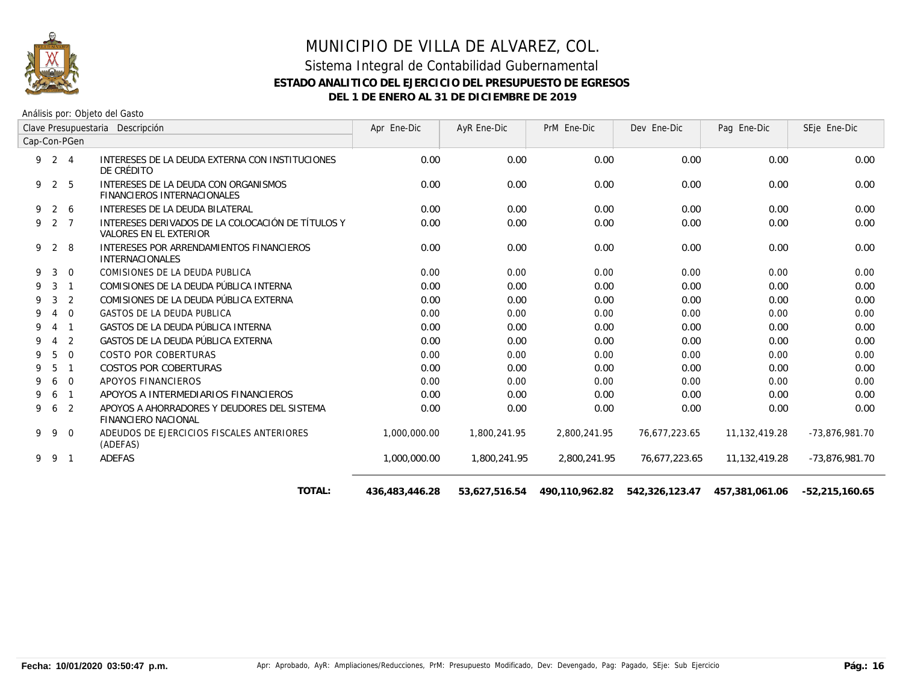# MUNICIPIO DE VILLA DE ALVAREZ, COL.

## Sistema Integral de Contabilidad Gubernamental

**ESTADO ANALITICO DEL EJERCICIO DEL PRESUPUESTO DE EGRESOS**

**DEL 1 DE ENERO AL 31 DE DICIEMBRE DE 2019**

Análisis por: Objeto del Gasto

| Clave Presupuestaria Cap-Con-PGen | Descripción | Apr Ene-Dic | AyR Ene-Dic | PrM Ene-Dic | Dev Ene-Dic | Pag Ene-Dic | SEje Ene-Dic |
|---|---|---|---|---|---|---|---|
| 9 2 4 | INTERESES DE LA DEUDA EXTERNA CON INSTITUCIONES DE CRÉDITO | 0.00 | 0.00 | 0.00 | 0.00 | 0.00 | 0.00 |
| 9 2 5 | INTERESES DE LA DEUDA CON ORGANISMOS FINANCIEROS INTERNACIONALES | 0.00 | 0.00 | 0.00 | 0.00 | 0.00 | 0.00 |
| 9 2 6 | INTERESES DE LA DEUDA BILATERAL | 0.00 | 0.00 | 0.00 | 0.00 | 0.00 | 0.00 |
| 9 2 7 | INTERESES DERIVADOS DE LA COLOCACIÓN DE TÍTULOS Y VALORES EN EL EXTERIOR | 0.00 | 0.00 | 0.00 | 0.00 | 0.00 | 0.00 |
| 9 2 8 | INTERESES POR ARRENDAMIENTOS FINANCIEROS INTERNACIONALES | 0.00 | 0.00 | 0.00 | 0.00 | 0.00 | 0.00 |
| 9 3 0 | COMISIONES DE LA DEUDA PUBLICA | 0.00 | 0.00 | 0.00 | 0.00 | 0.00 | 0.00 |
| 9 3 1 | COMISIONES DE LA DEUDA PÚBLICA INTERNA | 0.00 | 0.00 | 0.00 | 0.00 | 0.00 | 0.00 |
| 9 3 2 | COMISIONES DE LA DEUDA PÚBLICA EXTERNA | 0.00 | 0.00 | 0.00 | 0.00 | 0.00 | 0.00 |
| 9 4 0 | GASTOS DE LA DEUDA PUBLICA | 0.00 | 0.00 | 0.00 | 0.00 | 0.00 | 0.00 |
| 9 4 1 | GASTOS DE LA DEUDA PÚBLICA INTERNA | 0.00 | 0.00 | 0.00 | 0.00 | 0.00 | 0.00 |
| 9 4 2 | GASTOS DE LA DEUDA PÚBLICA EXTERNA | 0.00 | 0.00 | 0.00 | 0.00 | 0.00 | 0.00 |
| 9 5 0 | COSTO POR COBERTURAS | 0.00 | 0.00 | 0.00 | 0.00 | 0.00 | 0.00 |
| 9 5 1 | COSTOS POR COBERTURAS | 0.00 | 0.00 | 0.00 | 0.00 | 0.00 | 0.00 |
| 9 6 0 | APOYOS FINANCIEROS | 0.00 | 0.00 | 0.00 | 0.00 | 0.00 | 0.00 |
| 9 6 1 | APOYOS A INTERMEDIARIOS FINANCIEROS | 0.00 | 0.00 | 0.00 | 0.00 | 0.00 | 0.00 |
| 9 6 2 | APOYOS A AHORRADORES Y DEUDORES DEL SISTEMA FINANCIERO NACIONAL | 0.00 | 0.00 | 0.00 | 0.00 | 0.00 | 0.00 |
| 9 9 0 | ADEUDOS DE EJERCICIOS FISCALES ANTERIORES (ADEFAS) | 1,000,000.00 | 1,800,241.95 | 2,800,241.95 | 76,677,223.65 | 11,132,419.28 | -73,876,981.70 |
| 9 9 1 | ADEFAS | 1,000,000.00 | 1,800,241.95 | 2,800,241.95 | 76,677,223.65 | 11,132,419.28 | -73,876,981.70 |
| | **TOTAL:** | **436,483,446.28** | **53,627,516.54** | **490,110,962.82** | **542,326,123.47** | **457,381,061.06** | **-52,215,160.65** |

**Fecha: 10/01/2020 03:50:47 p.m.**

Apr: Aprobado, AyR: Ampliaciones/Reducciones, PrM: Presupuesto Modificado, Dev: Devengado, Pag: Pagado, SEje: Sub Ejercicio